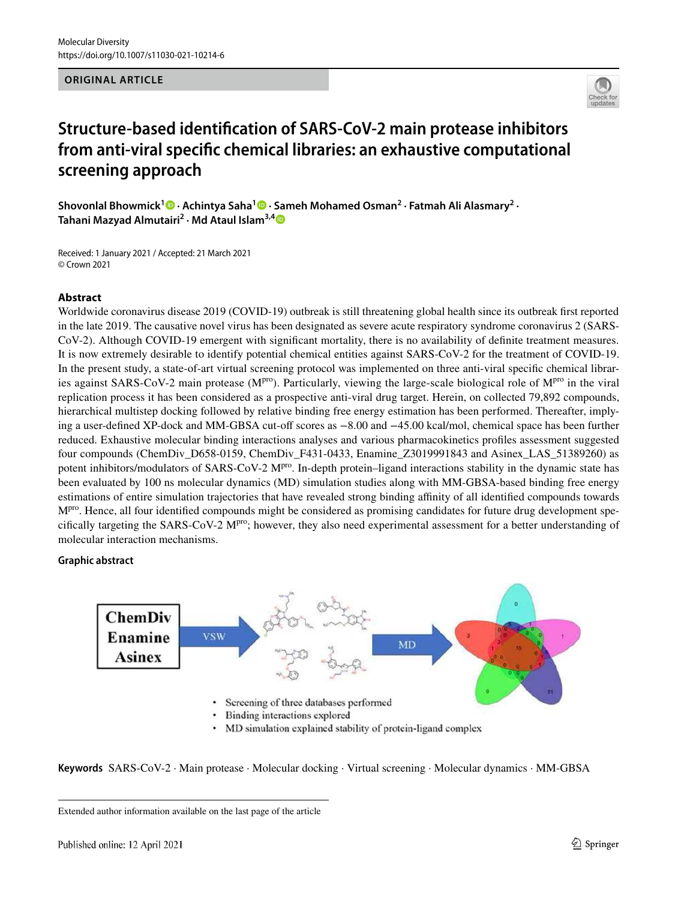ORIGINAL ARTICLE

# Structure-based identification of SARS-CoV-2 main protease inhibitors from anti-viral specific chemical libraries: an exhaustive computational screening approach

**Shovonlal Bhowmick[1] · Achintya Saha[1] · Sameh Mohamed Osman[2] · Fatmah Ali Alasmary[2] · Tahani Mazyad Almutairi[2] · Md Ataul Islam[3,4]**

Received: 1 January 2021 / Accepted: 21 March 2021
© Crown 2021

## Abstract

Worldwide coronavirus disease 2019 (COVID-19) outbreak is still threatening global health since its outbreak first reported in the late 2019. The causative novel virus has been designated as severe acute respiratory syndrome coronavirus 2 (SARS-CoV-2). Although COVID-19 emergent with significant mortality, there is no availability of definite treatment measures. It is now extremely desirable to identify potential chemical entities against SARS-CoV-2 for the treatment of COVID-19. In the present study, a state-of-art virtual screening protocol was implemented on three anti-viral specific chemical libraries against SARS-CoV-2 main protease ($M^{pro}$). Particularly, viewing the large-scale biological role of $M^{pro}$ in the viral replication process it has been considered as a prospective anti-viral drug target. Herein, on collected 79,892 compounds, hierarchical multistep docking followed by relative binding free energy estimation has been performed. Thereafter, implying a user-defined XP-dock and MM-GBSA cut-off scores as −8.00 and −45.00 kcal/mol, chemical space has been further reduced. Exhaustive molecular binding interactions analyses and various pharmacokinetics profiles assessment suggested four compounds (ChemDiv_D658-0159, ChemDiv_F431-0433, Enamine_Z3019991843 and Asinex_LAS_51389260) as potent inhibitors/modulators of SARS-CoV-2 $M^{pro}$. In-depth protein–ligand interactions stability in the dynamic state has been evaluated by 100 ns molecular dynamics (MD) simulation studies along with MM-GBSA-based binding free energy estimations of entire simulation trajectories that have revealed strong binding affinity of all identified compounds towards $M^{pro}$. Hence, all four identified compounds might be considered as promising candidates for future drug development specifically targeting the SARS-CoV-2 $M^{pro}$; however, they also need experimental assessment for a better understanding of molecular interaction mechanisms.

### Graphic abstract

ChemDiv
Enamine
Asinex

VSW

MD

- Screening of three databases performed
- Binding interactions explored
- MD simulation explained stability of protein-ligand complex

**Keywords** SARS-CoV-2 · Main protease · Molecular docking · Virtual screening · Molecular dynamics · MM-GBSA

Extended author information available on the last page of the article

Published online: 12 April 2021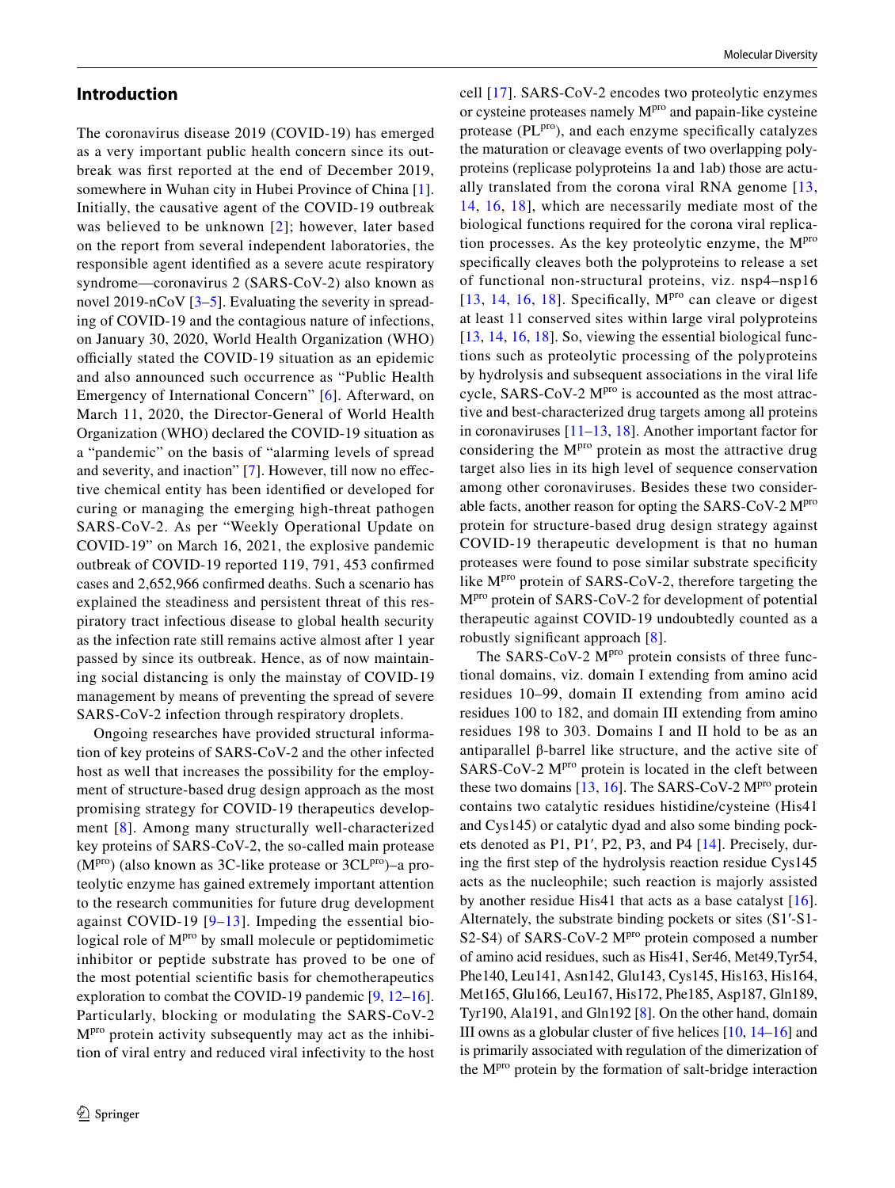## Introduction

The coronavirus disease 2019 (COVID-19) has emerged as a very important public health concern since its outbreak was first reported at the end of December 2019, somewhere in Wuhan city in Hubei Province of China [1]. Initially, the causative agent of the COVID-19 outbreak was believed to be unknown [2]; however, later based on the report from several independent laboratories, the responsible agent identified as a severe acute respiratory syndrome—coronavirus 2 (SARS-CoV-2) also known as novel 2019-nCoV [3–5]. Evaluating the severity in spreading of COVID-19 and the contagious nature of infections, on January 30, 2020, World Health Organization (WHO) officially stated the COVID-19 situation as an epidemic and also announced such occurrence as "Public Health Emergency of International Concern" [6]. Afterward, on March 11, 2020, the Director-General of World Health Organization (WHO) declared the COVID-19 situation as a "pandemic" on the basis of "alarming levels of spread and severity, and inaction" [7]. However, till now no effective chemical entity has been identified or developed for curing or managing the emerging high-threat pathogen SARS-CoV-2. As per "Weekly Operational Update on COVID-19" on March 16, 2021, the explosive pandemic outbreak of COVID-19 reported 119, 791, 453 confirmed cases and 2,652,966 confirmed deaths. Such a scenario has explained the steadiness and persistent threat of this respiratory tract infectious disease to global health security as the infection rate still remains active almost after 1 year passed by since its outbreak. Hence, as of now maintaining social distancing is only the mainstay of COVID-19 management by means of preventing the spread of severe SARS-CoV-2 infection through respiratory droplets.

Ongoing researches have provided structural information of key proteins of SARS-CoV-2 and the other infected host as well that increases the possibility for the employment of structure-based drug design approach as the most promising strategy for COVID-19 therapeutics development [8]. Among many structurally well-characterized key proteins of SARS-CoV-2, the so-called main protease ($M^{pro}$) (also known as 3C-like protease or $3CL^{pro}$)–a proteolytic enzyme has gained extremely important attention to the research communities for future drug development against COVID-19 [9–13]. Impeding the essential biological role of $M^{pro}$ by small molecule or peptidomimetic inhibitor or peptide substrate has proved to be one of the most potential scientific basis for chemotherapeutics exploration to combat the COVID-19 pandemic [9, 12–16]. Particularly, blocking or modulating the SARS-CoV-2 $M^{pro}$ protein activity subsequently may act as the inhibition of viral entry and reduced viral infectivity to the host cell [17]. SARS-CoV-2 encodes two proteolytic enzymes or cysteine proteases namely $M^{pro}$ and papain-like cysteine protease ($PL^{pro}$), and each enzyme specifically catalyzes the maturation or cleavage events of two overlapping polyproteins (replicase polyproteins 1a and 1ab) those are actually translated from the corona viral RNA genome [13, 14, 16, 18], which are necessarily mediate most of the biological functions required for the corona viral replication processes. As the key proteolytic enzyme, the $M^{pro}$ specifically cleaves both the polyproteins to release a set of functional non-structural proteins, viz. nsp4–nsp16 [13, 14, 16, 18]. Specifically, $M^{pro}$ can cleave or digest at least 11 conserved sites within large viral polyproteins [13, 14, 16, 18]. So, viewing the essential biological functions such as proteolytic processing of the polyproteins by hydrolysis and subsequent associations in the viral life cycle, SARS-CoV-2 $M^{pro}$ is accounted as the most attractive and best-characterized drug targets among all proteins in coronaviruses [11–13, 18]. Another important factor for considering the $M^{pro}$ protein as most the attractive drug target also lies in its high level of sequence conservation among other coronaviruses. Besides these two considerable facts, another reason for opting the SARS-CoV-2 $M^{pro}$ protein for structure-based drug design strategy against COVID-19 therapeutic development is that no human proteases were found to pose similar substrate specificity like $M^{pro}$ protein of SARS-CoV-2, therefore targeting the $M^{pro}$ protein of SARS-CoV-2 for development of potential therapeutic against COVID-19 undoubtedly counted as a robustly significant approach [8].

The SARS-CoV-2 $M^{pro}$ protein consists of three functional domains, viz. domain I extending from amino acid residues 10–99, domain II extending from amino acid residues 100 to 182, and domain III extending from amino residues 198 to 303. Domains I and II hold to be as an antiparallel β-barrel like structure, and the active site of SARS-CoV-2 $M^{pro}$ protein is located in the cleft between these two domains [13, 16]. The SARS-CoV-2 $M^{pro}$ protein contains two catalytic residues histidine/cysteine (His41 and Cys145) or catalytic dyad and also some binding pockets denoted as P1, P1′, P2, P3, and P4 [14]. Precisely, during the first step of the hydrolysis reaction residue Cys145 acts as the nucleophile; such reaction is majorly assisted by another residue His41 that acts as a base catalyst [16]. Alternately, the substrate binding pockets or sites (S1′-S1-S2-S4) of SARS-CoV-2 $M^{pro}$ protein composed a number of amino acid residues, such as His41, Ser46, Met49,Tyr54, Phe140, Leu141, Asn142, Glu143, Cys145, His163, His164, Met165, Glu166, Leu167, His172, Phe185, Asp187, Gln189, Tyr190, Ala191, and Gln192 [8]. On the other hand, domain III owns as a globular cluster of five helices [10, 14–16] and is primarily associated with regulation of the dimerization of the $M^{pro}$ protein by the formation of salt-bridge interaction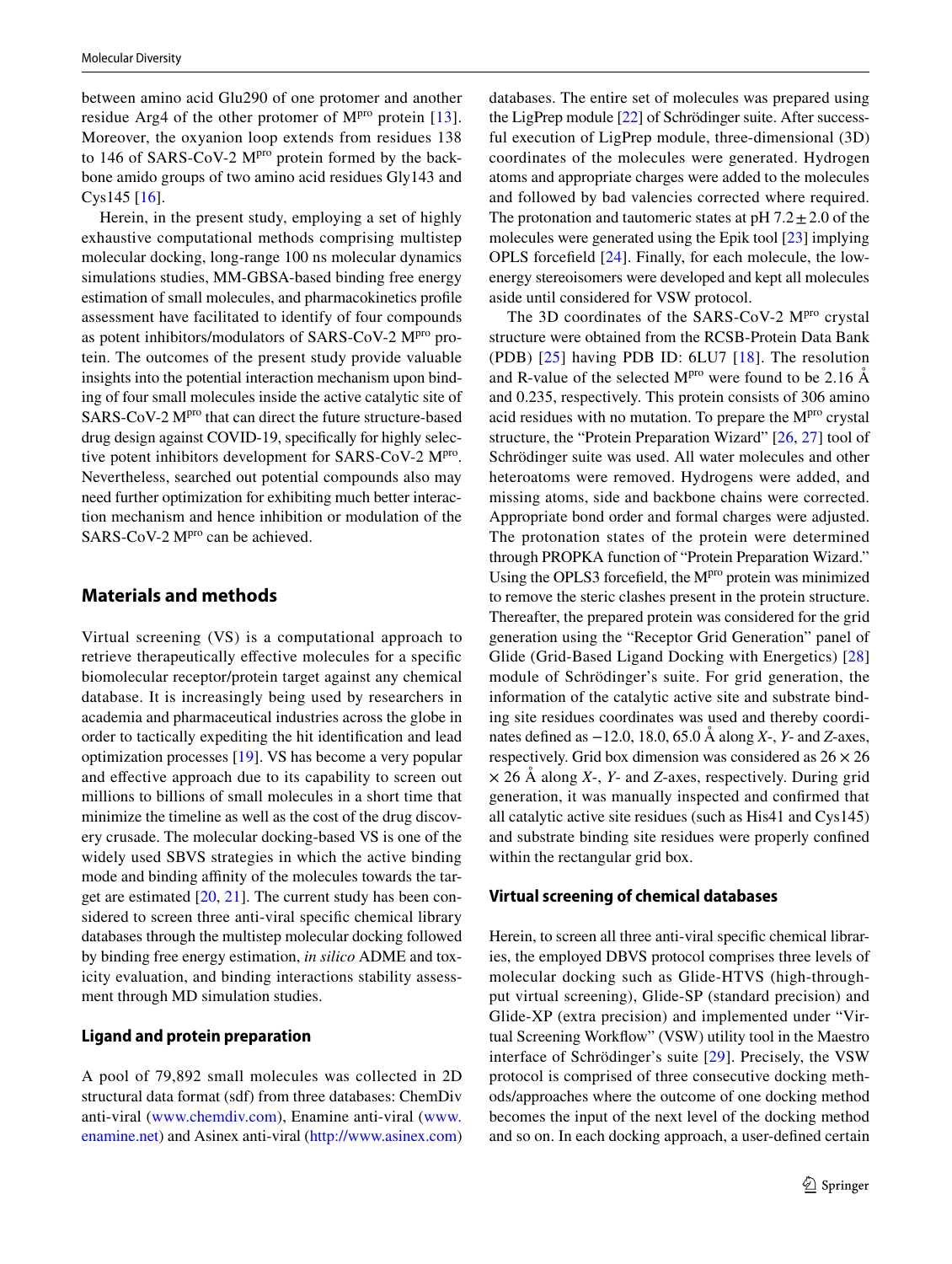between amino acid Glu290 of one protomer and another residue Arg4 of the other protomer of M$^{pro}$ protein [13]. Moreover, the oxyanion loop extends from residues 138 to 146 of SARS-CoV-2 M$^{pro}$ protein formed by the backbone amido groups of two amino acid residues Gly143 and Cys145 [16].

Herein, in the present study, employing a set of highly exhaustive computational methods comprising multistep molecular docking, long-range 100 ns molecular dynamics simulations studies, MM-GBSA-based binding free energy estimation of small molecules, and pharmacokinetics profile assessment have facilitated to identify of four compounds as potent inhibitors/modulators of SARS-CoV-2 M$^{pro}$ protein. The outcomes of the present study provide valuable insights into the potential interaction mechanism upon binding of four small molecules inside the active catalytic site of SARS-CoV-2 M$^{pro}$ that can direct the future structure-based drug design against COVID-19, specifically for highly selective potent inhibitors development for SARS-CoV-2 M$^{pro}$. Nevertheless, searched out potential compounds also may need further optimization for exhibiting much better interaction mechanism and hence inhibition or modulation of the SARS-CoV-2 M$^{pro}$ can be achieved.

## Materials and methods

Virtual screening (VS) is a computational approach to retrieve therapeutically effective molecules for a specific biomolecular receptor/protein target against any chemical database. It is increasingly being used by researchers in academia and pharmaceutical industries across the globe in order to tactically expediting the hit identification and lead optimization processes [19]. VS has become a very popular and effective approach due to its capability to screen out millions to billions of small molecules in a short time that minimize the timeline as well as the cost of the drug discovery crusade. The molecular docking-based VS is one of the widely used SBVS strategies in which the active binding mode and binding affinity of the molecules towards the target are estimated [20, 21]. The current study has been considered to screen three anti-viral specific chemical library databases through the multistep molecular docking followed by binding free energy estimation, *in silico* ADME and toxicity evaluation, and binding interactions stability assessment through MD simulation studies.

### Ligand and protein preparation

A pool of 79,892 small molecules was collected in 2D structural data format (sdf) from three databases: ChemDiv anti-viral (www.chemdiv.com), Enamine anti-viral (www.enamine.net) and Asinex anti-viral (http://www.asinex.com) databases. The entire set of molecules was prepared using the LigPrep module [22] of Schrödinger suite. After successful execution of LigPrep module, three-dimensional (3D) coordinates of the molecules were generated. Hydrogen atoms and appropriate charges were added to the molecules and followed by bad valencies corrected where required. The protonation and tautomeric states at pH 7.2 ± 2.0 of the molecules were generated using the Epik tool [23] implying OPLS forcefield [24]. Finally, for each molecule, the low-energy stereoisomers were developed and kept all molecules aside until considered for VSW protocol.

The 3D coordinates of the SARS-CoV-2 M$^{pro}$ crystal structure were obtained from the RCSB-Protein Data Bank (PDB) [25] having PDB ID: 6LU7 [18]. The resolution and R-value of the selected M$^{pro}$ were found to be 2.16 Å and 0.235, respectively. This protein consists of 306 amino acid residues with no mutation. To prepare the M$^{pro}$ crystal structure, the "Protein Preparation Wizard" [26, 27] tool of Schrödinger suite was used. All water molecules and other heteroatoms were removed. Hydrogens were added, and missing atoms, side and backbone chains were corrected. Appropriate bond order and formal charges were adjusted. The protonation states of the protein were determined through PROPKA function of "Protein Preparation Wizard." Using the OPLS3 forcefield, the M$^{pro}$ protein was minimized to remove the steric clashes present in the protein structure. Thereafter, the prepared protein was considered for the grid generation using the "Receptor Grid Generation" panel of Glide (Grid-Based Ligand Docking with Energetics) [28] module of Schrödinger's suite. For grid generation, the information of the catalytic active site and substrate binding site residues coordinates was used and thereby coordinates defined as −12.0, 18.0, 65.0 Å along *X*-, *Y*- and *Z*-axes, respectively. Grid box dimension was considered as 26 × 26 × 26 Å along *X*-, *Y*- and *Z*-axes, respectively. During grid generation, it was manually inspected and confirmed that all catalytic active site residues (such as His41 and Cys145) and substrate binding site residues were properly confined within the rectangular grid box.

### Virtual screening of chemical databases

Herein, to screen all three anti-viral specific chemical libraries, the employed DBVS protocol comprises three levels of molecular docking such as Glide-HTVS (high-throughput virtual screening), Glide-SP (standard precision) and Glide-XP (extra precision) and implemented under "Virtual Screening Workflow" (VSW) utility tool in the Maestro interface of Schrödinger's suite [29]. Precisely, the VSW protocol is comprised of three consecutive docking methods/approaches where the outcome of one docking method becomes the input of the next level of the docking method and so on. In each docking approach, a user-defined certain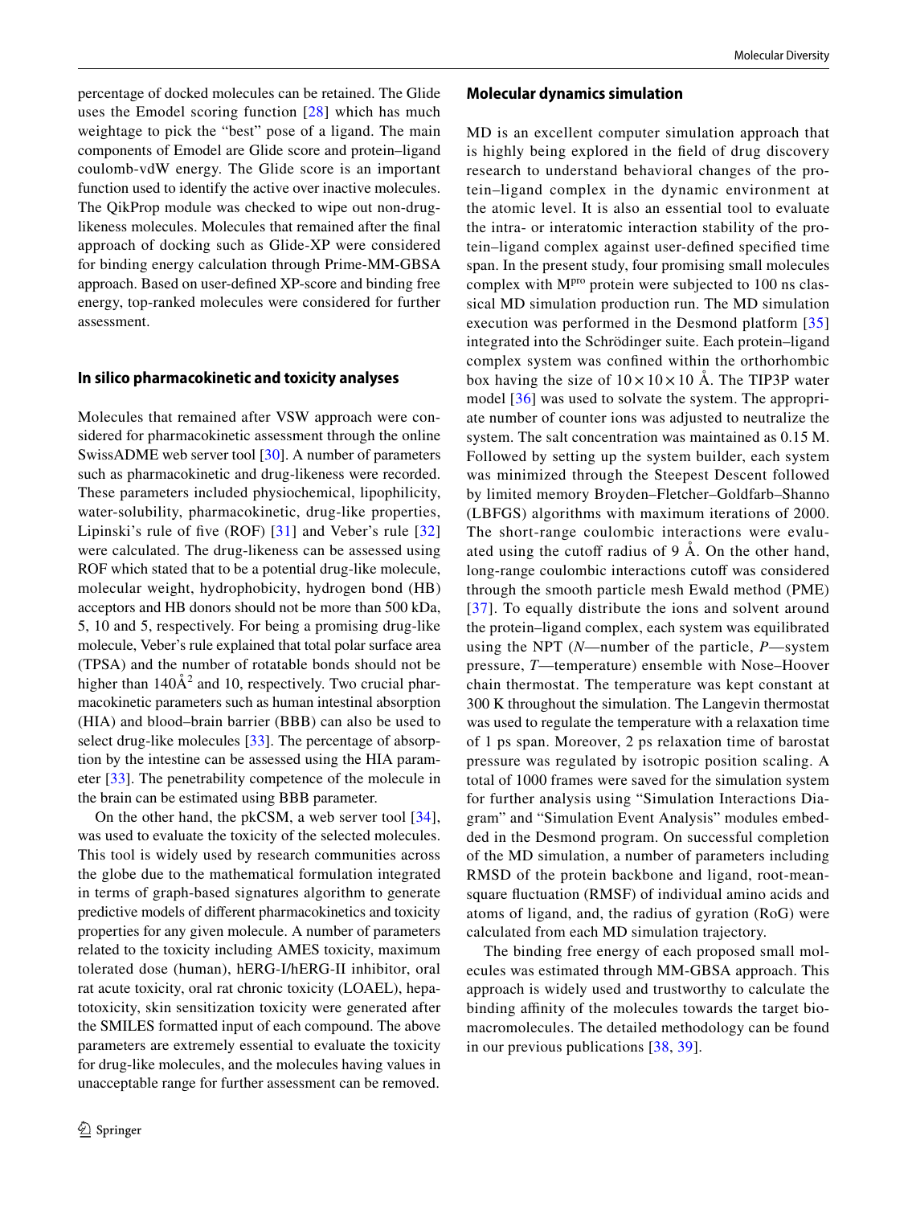percentage of docked molecules can be retained. The Glide uses the Emodel scoring function [28] which has much weightage to pick the "best" pose of a ligand. The main components of Emodel are Glide score and protein–ligand coulomb-vdW energy. The Glide score is an important function used to identify the active over inactive molecules. The QikProp module was checked to wipe out non-drug-likeness molecules. Molecules that remained after the final approach of docking such as Glide-XP were considered for binding energy calculation through Prime-MM-GBSA approach. Based on user-defined XP-score and binding free energy, top-ranked molecules were considered for further assessment.

## In silico pharmacokinetic and toxicity analyses

Molecules that remained after VSW approach were considered for pharmacokinetic assessment through the online SwissADME web server tool [30]. A number of parameters such as pharmacokinetic and drug-likeness were recorded. These parameters included physiochemical, lipophilicity, water-solubility, pharmacokinetic, drug-like properties, Lipinski's rule of five (ROF) [31] and Veber's rule [32] were calculated. The drug-likeness can be assessed using ROF which stated that to be a potential drug-like molecule, molecular weight, hydrophobicity, hydrogen bond (HB) acceptors and HB donors should not be more than 500 kDa, 5, 10 and 5, respectively. For being a promising drug-like molecule, Veber's rule explained that total polar surface area (TPSA) and the number of rotatable bonds should not be higher than 140Å$^2$ and 10, respectively. Two crucial pharmacokinetic parameters such as human intestinal absorption (HIA) and blood–brain barrier (BBB) can also be used to select drug-like molecules [33]. The percentage of absorption by the intestine can be assessed using the HIA parameter [33]. The penetrability competence of the molecule in the brain can be estimated using BBB parameter.

On the other hand, the pkCSM, a web server tool [34], was used to evaluate the toxicity of the selected molecules. This tool is widely used by research communities across the globe due to the mathematical formulation integrated in terms of graph-based signatures algorithm to generate predictive models of different pharmacokinetics and toxicity properties for any given molecule. A number of parameters related to the toxicity including AMES toxicity, maximum tolerated dose (human), hERG-I/hERG-II inhibitor, oral rat acute toxicity, oral rat chronic toxicity (LOAEL), hepatotoxicity, skin sensitization toxicity were generated after the SMILES formatted input of each compound. The above parameters are extremely essential to evaluate the toxicity for drug-like molecules, and the molecules having values in unacceptable range for further assessment can be removed.

## Molecular dynamics simulation

MD is an excellent computer simulation approach that is highly being explored in the field of drug discovery research to understand behavioral changes of the protein–ligand complex in the dynamic environment at the atomic level. It is also an essential tool to evaluate the intra- or interatomic interaction stability of the protein–ligand complex against user-defined specified time span. In the present study, four promising small molecules complex with M$^{pro}$ protein were subjected to 100 ns classical MD simulation production run. The MD simulation execution was performed in the Desmond platform [35] integrated into the Schrödinger suite. Each protein–ligand complex system was confined within the orthorhombic box having the size of $10 \times 10 \times 10$ Å. The TIP3P water model [36] was used to solvate the system. The appropriate number of counter ions was adjusted to neutralize the system. The salt concentration was maintained as 0.15 M. Followed by setting up the system builder, each system was minimized through the Steepest Descent followed by limited memory Broyden–Fletcher–Goldfarb–Shanno (LBFGS) algorithms with maximum iterations of 2000. The short-range coulombic interactions were evaluated using the cutoff radius of 9 Å. On the other hand, long-range coulombic interactions cutoff was considered through the smooth particle mesh Ewald method (PME) [37]. To equally distribute the ions and solvent around the protein–ligand complex, each system was equilibrated using the NPT ($N$—number of the particle, $P$—system pressure, $T$—temperature) ensemble with Nose–Hoover chain thermostat. The temperature was kept constant at 300 K throughout the simulation. The Langevin thermostat was used to regulate the temperature with a relaxation time of 1 ps span. Moreover, 2 ps relaxation time of barostat pressure was regulated by isotropic position scaling. A total of 1000 frames were saved for the simulation system for further analysis using "Simulation Interactions Diagram" and "Simulation Event Analysis" modules embedded in the Desmond program. On successful completion of the MD simulation, a number of parameters including RMSD of the protein backbone and ligand, root-mean-square fluctuation (RMSF) of individual amino acids and atoms of ligand, and, the radius of gyration (RoG) were calculated from each MD simulation trajectory.

The binding free energy of each proposed small molecules was estimated through MM-GBSA approach. This approach is widely used and trustworthy to calculate the binding affinity of the molecules towards the target biomacromolecules. The detailed methodology can be found in our previous publications [38, 39].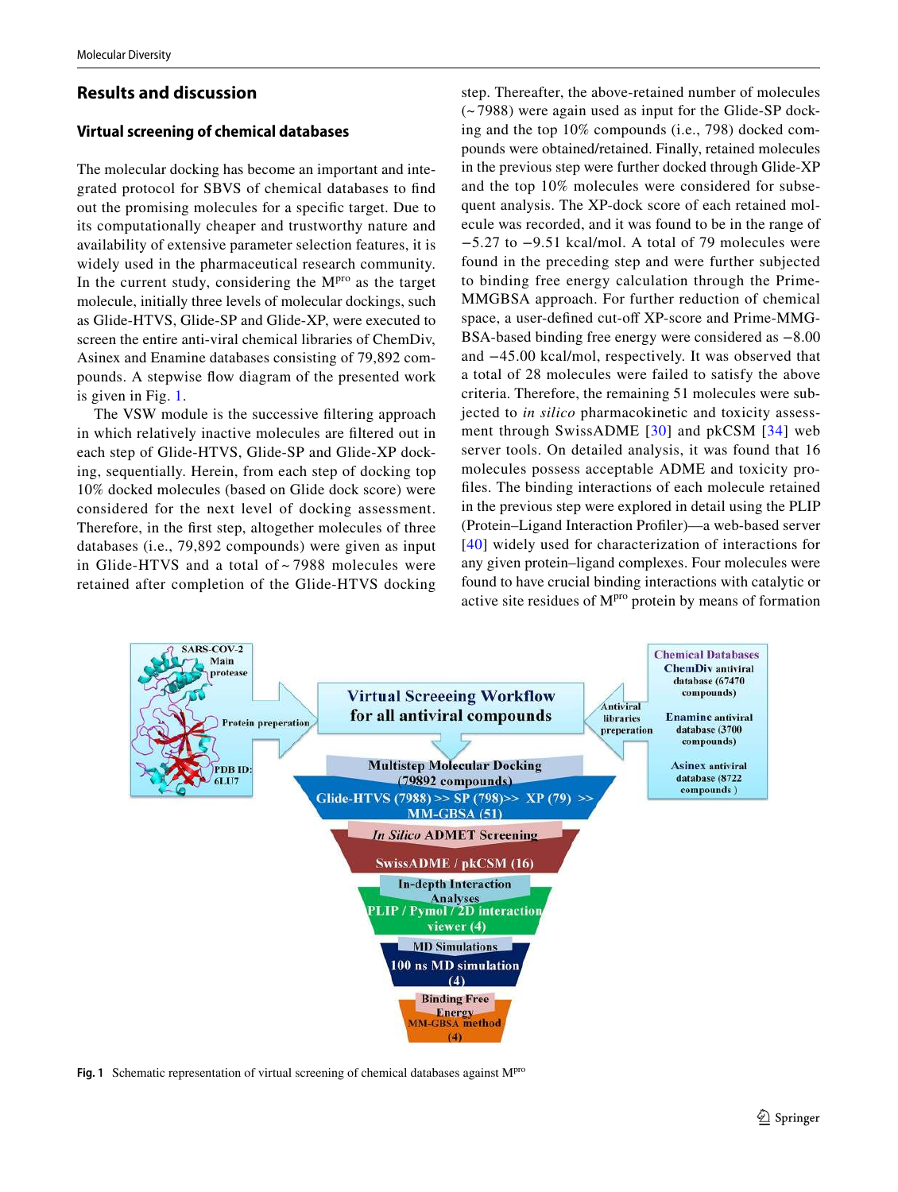## Results and discussion

### Virtual screening of chemical databases

The molecular docking has become an important and integrated protocol for SBVS of chemical databases to find out the promising molecules for a specific target. Due to its computationally cheaper and trustworthy nature and availability of extensive parameter selection features, it is widely used in the pharmaceutical research community. In the current study, considering the $M^{pro}$ as the target molecule, initially three levels of molecular dockings, such as Glide-HTVS, Glide-SP and Glide-XP, were executed to screen the entire anti-viral chemical libraries of ChemDiv, Asinex and Enamine databases consisting of 79,892 compounds. A stepwise flow diagram of the presented work is given in Fig. 1.

The VSW module is the successive filtering approach in which relatively inactive molecules are filtered out in each step of Glide-HTVS, Glide-SP and Glide-XP docking, sequentially. Herein, from each step of docking top 10% docked molecules (based on Glide dock score) were considered for the next level of docking assessment. Therefore, in the first step, altogether molecules of three databases (i.e., 79,892 compounds) were given as input in Glide-HTVS and a total of ~ 7988 molecules were retained after completion of the Glide-HTVS docking step. Thereafter, the above-retained number of molecules (~ 7988) were again used as input for the Glide-SP docking and the top 10% compounds (i.e., 798) docked compounds were obtained/retained. Finally, retained molecules in the previous step were further docked through Glide-XP and the top 10% molecules were considered for subsequent analysis. The XP-dock score of each retained molecule was recorded, and it was found to be in the range of −5.27 to −9.51 kcal/mol. A total of 79 molecules were found in the preceding step and were further subjected to binding free energy calculation through the Prime-MMGBSA approach. For further reduction of chemical space, a user-defined cut-off XP-score and Prime-MMGBSA-based binding free energy were considered as −8.00 and −45.00 kcal/mol, respectively. It was observed that a total of 28 molecules were failed to satisfy the above criteria. Therefore, the remaining 51 molecules were subjected to *in silico* pharmacokinetic and toxicity assessment through SwissADME [30] and pkCSM [34] web server tools. On detailed analysis, it was found that 16 molecules possess acceptable ADME and toxicity profiles. The binding interactions of each molecule retained in the previous step were explored in detail using the PLIP (Protein–Ligand Interaction Profiler)—a web-based server [40] widely used for characterization of interactions for any given protein–ligand complexes. Four molecules were found to have crucial binding interactions with catalytic or active site residues of $M^{pro}$ protein by means of formation

**Fig. 1** Schematic representation of virtual screening of chemical databases against $M^{pro}$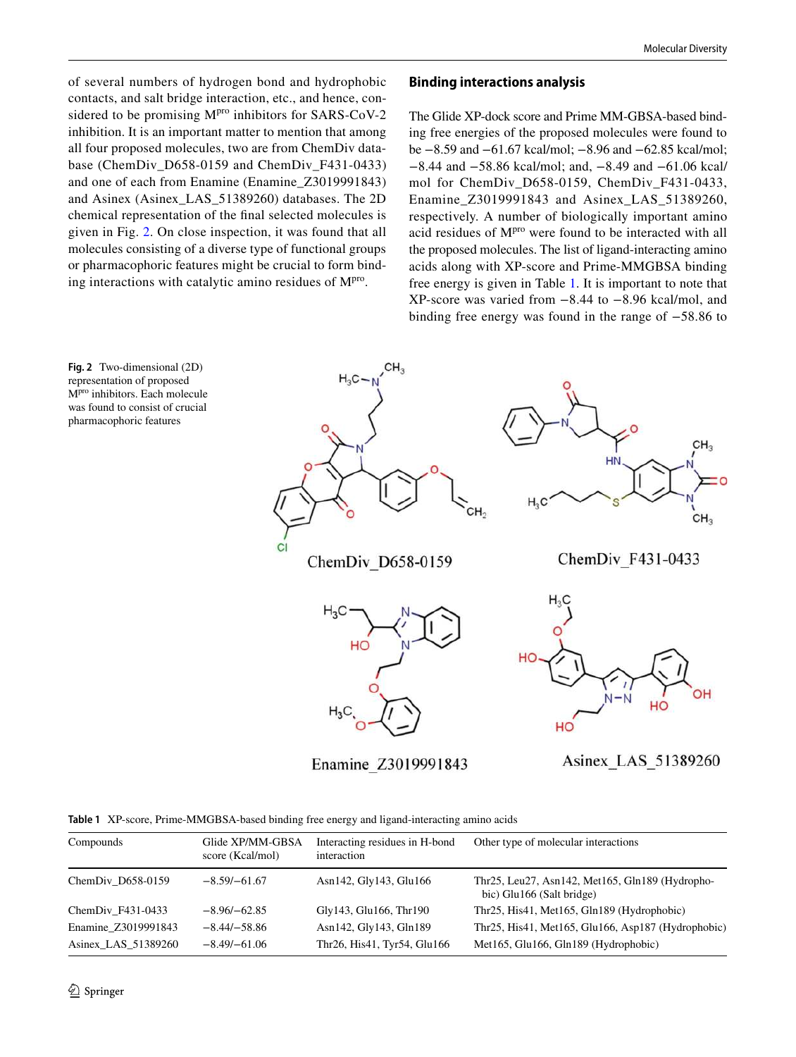of several numbers of hydrogen bond and hydrophobic contacts, and salt bridge interaction, etc., and hence, considered to be promising M$^{pro}$ inhibitors for SARS-CoV-2 inhibition. It is an important matter to mention that among all four proposed molecules, two are from ChemDiv database (ChemDiv_D658-0159 and ChemDiv_F431-0433) and one of each from Enamine (Enamine_Z3019991843) and Asinex (Asinex_LAS_51389260) databases. The 2D chemical representation of the final selected molecules is given in Fig. 2. On close inspection, it was found that all molecules consisting of a diverse type of functional groups or pharmacophoric features might be crucial to form binding interactions with catalytic amino residues of M$^{pro}$.

## Binding interactions analysis

The Glide XP-dock score and Prime MM-GBSA-based binding free energies of the proposed molecules were found to be −8.59 and −61.67 kcal/mol; −8.96 and −62.85 kcal/mol; −8.44 and −58.86 kcal/mol; and, −8.49 and −61.06 kcal/mol for ChemDiv_D658-0159, ChemDiv_F431-0433, Enamine_Z3019991843 and Asinex_LAS_51389260, respectively. A number of biologically important amino acid residues of M$^{pro}$ were found to be interacted with all the proposed molecules. The list of ligand-interacting amino acids along with XP-score and Prime-MMGBSA binding free energy is given in Table 1. It is important to note that XP-score was varied from −8.44 to −8.96 kcal/mol, and binding free energy was found in the range of −58.86 to

**Fig. 2** Two-dimensional (2D) representation of proposed M$^{pro}$ inhibitors. Each molecule was found to consist of crucial pharmacophoric features

ChemDiv_D658-0159

ChemDiv_F431-0433

Enamine_Z3019991843

Asinex_LAS_51389260

**Table 1** XP-score, Prime-MMGBSA-based binding free energy and ligand-interacting amino acids

| Compounds | Glide XP/MM-GBSA score (Kcal/mol) | Interacting residues in H-bond interaction | Other type of molecular interactions |
|---|---|---|---|
| ChemDiv_D658-0159 | −8.59/−61.67 | Asn142, Gly143, Glu166 | Thr25, Leu27, Asn142, Met165, Gln189 (Hydrophobic) Glu166 (Salt bridge) |
| ChemDiv_F431-0433 | −8.96/−62.85 | Gly143, Glu166, Thr190 | Thr25, His41, Met165, Gln189 (Hydrophobic) |
| Enamine_Z3019991843 | −8.44/−58.86 | Asn142, Gly143, Gln189 | Thr25, His41, Met165, Glu166, Asp187 (Hydrophobic) |
| Asinex_LAS_51389260 | −8.49/−61.06 | Thr26, His41, Tyr54, Glu166 | Met165, Glu166, Gln189 (Hydrophobic) |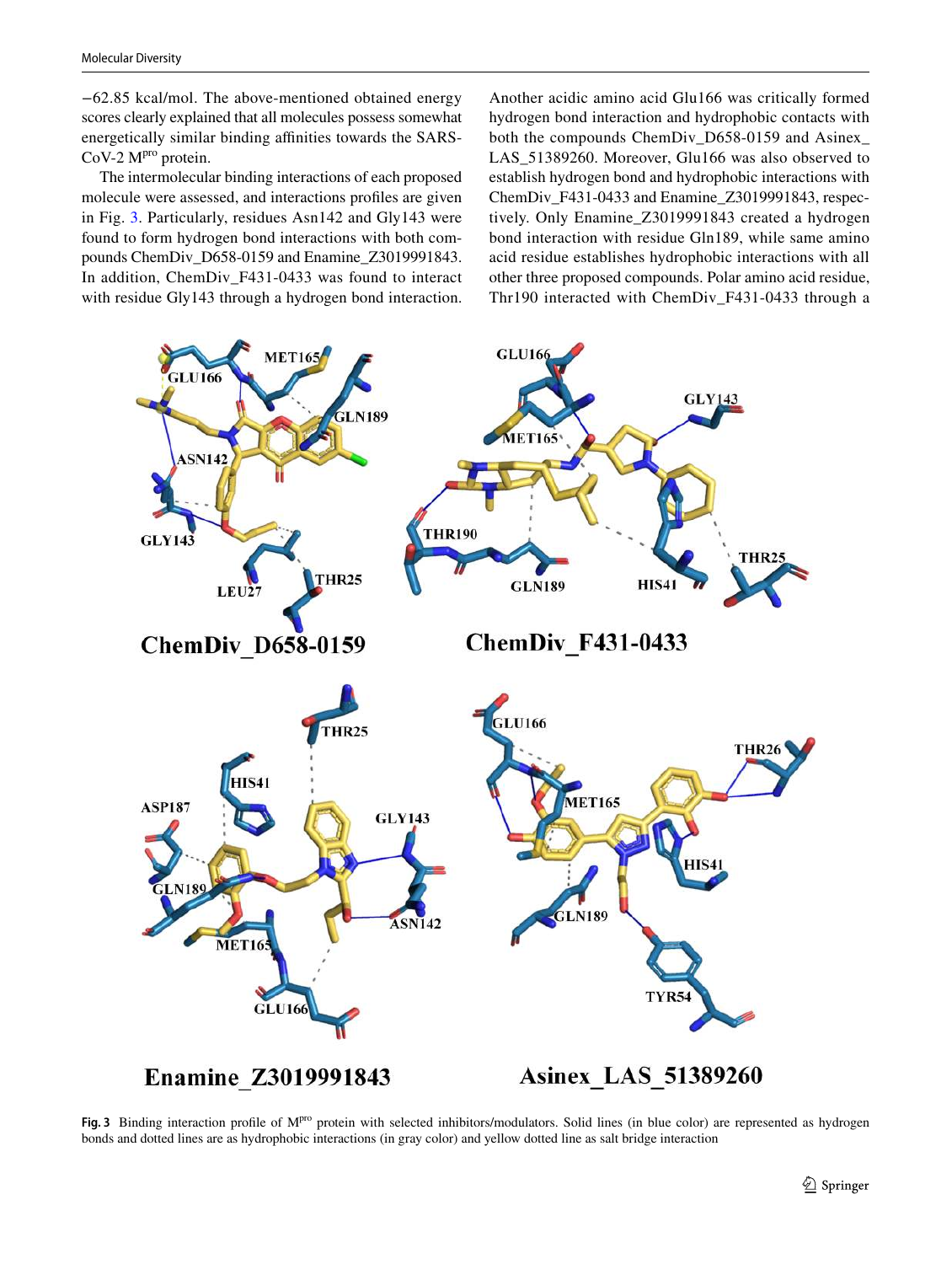−62.85 kcal/mol. The above-mentioned obtained energy scores clearly explained that all molecules possess somewhat energetically similar binding affinities towards the SARS-CoV-2 M$^{pro}$ protein.

The intermolecular binding interactions of each proposed molecule were assessed, and interactions profiles are given in Fig. 3. Particularly, residues Asn142 and Gly143 were found to form hydrogen bond interactions with both compounds ChemDiv_D658-0159 and Enamine_Z3019991843. In addition, ChemDiv_F431-0433 was found to interact with residue Gly143 through a hydrogen bond interaction. Another acidic amino acid Glu166 was critically formed hydrogen bond interaction and hydrophobic contacts with both the compounds ChemDiv_D658-0159 and Asinex_LAS_51389260. Moreover, Glu166 was also observed to establish hydrogen bond and hydrophobic interactions with ChemDiv_F431-0433 and Enamine_Z3019991843, respectively. Only Enamine_Z3019991843 created a hydrogen bond interaction with residue Gln189, while same amino acid residue establishes hydrophobic interactions with all other three proposed compounds. Polar amino acid residue, Thr190 interacted with ChemDiv_F431-0433 through a

**Fig. 3** Binding interaction profile of M$^{pro}$ protein with selected inhibitors/modulators. Solid lines (in blue color) are represented as hydrogen bonds and dotted lines are as hydrophobic interactions (in gray color) and yellow dotted line as salt bridge interaction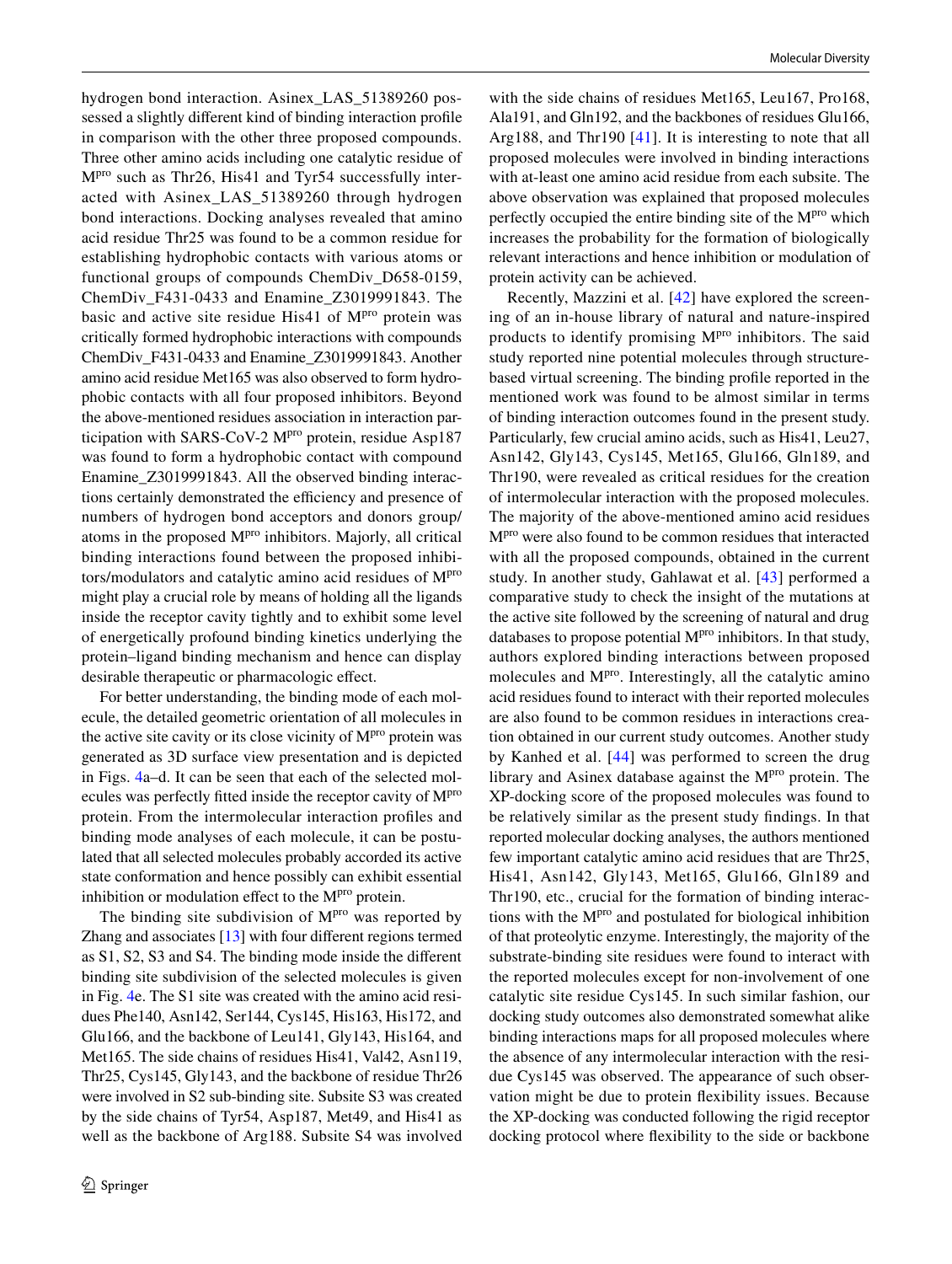hydrogen bond interaction. Asinex_LAS_51389260 possessed a slightly different kind of binding interaction profile in comparison with the other three proposed compounds. Three other amino acids including one catalytic residue of M$^{pro}$ such as Thr26, His41 and Tyr54 successfully interacted with Asinex_LAS_51389260 through hydrogen bond interactions. Docking analyses revealed that amino acid residue Thr25 was found to be a common residue for establishing hydrophobic contacts with various atoms or functional groups of compounds ChemDiv_D658-0159, ChemDiv_F431-0433 and Enamine_Z3019991843. The basic and active site residue His41 of M$^{pro}$ protein was critically formed hydrophobic interactions with compounds ChemDiv_F431-0433 and Enamine_Z3019991843. Another amino acid residue Met165 was also observed to form hydrophobic contacts with all four proposed inhibitors. Beyond the above-mentioned residues association in interaction participation with SARS-CoV-2 M$^{pro}$ protein, residue Asp187 was found to form a hydrophobic contact with compound Enamine_Z3019991843. All the observed binding interactions certainly demonstrated the efficiency and presence of numbers of hydrogen bond acceptors and donors group/atoms in the proposed M$^{pro}$ inhibitors. Majorly, all critical binding interactions found between the proposed inhibitors/modulators and catalytic amino acid residues of M$^{pro}$ might play a crucial role by means of holding all the ligands inside the receptor cavity tightly and to exhibit some level of energetically profound binding kinetics underlying the protein–ligand binding mechanism and hence can display desirable therapeutic or pharmacologic effect.

For better understanding, the binding mode of each molecule, the detailed geometric orientation of all molecules in the active site cavity or its close vicinity of M$^{pro}$ protein was generated as 3D surface view presentation and is depicted in Figs. 4a–d. It can be seen that each of the selected molecules was perfectly fitted inside the receptor cavity of M$^{pro}$ protein. From the intermolecular interaction profiles and binding mode analyses of each molecule, it can be postulated that all selected molecules probably accorded its active state conformation and hence possibly can exhibit essential inhibition or modulation effect to the M$^{pro}$ protein.

The binding site subdivision of M$^{pro}$ was reported by Zhang and associates [13] with four different regions termed as S1, S2, S3 and S4. The binding mode inside the different binding site subdivision of the selected molecules is given in Fig. 4e. The S1 site was created with the amino acid residues Phe140, Asn142, Ser144, Cys145, His163, His172, and Glu166, and the backbone of Leu141, Gly143, His164, and Met165. The side chains of residues His41, Val42, Asn119, Thr25, Cys145, Gly143, and the backbone of residue Thr26 were involved in S2 sub-binding site. Subsite S3 was created by the side chains of Tyr54, Asp187, Met49, and His41 as well as the backbone of Arg188. Subsite S4 was involved with the side chains of residues Met165, Leu167, Pro168, Ala191, and Gln192, and the backbones of residues Glu166, Arg188, and Thr190 [41]. It is interesting to note that all proposed molecules were involved in binding interactions with at-least one amino acid residue from each subsite. The above observation was explained that proposed molecules perfectly occupied the entire binding site of the M$^{pro}$ which increases the probability for the formation of biologically relevant interactions and hence inhibition or modulation of protein activity can be achieved.

Recently, Mazzini et al. [42] have explored the screening of an in-house library of natural and nature-inspired products to identify promising M$^{pro}$ inhibitors. The said study reported nine potential molecules through structure-based virtual screening. The binding profile reported in the mentioned work was found to be almost similar in terms of binding interaction outcomes found in the present study. Particularly, few crucial amino acids, such as His41, Leu27, Asn142, Gly143, Cys145, Met165, Glu166, Gln189, and Thr190, were revealed as critical residues for the creation of intermolecular interaction with the proposed molecules. The majority of the above-mentioned amino acid residues M$^{pro}$ were also found to be common residues that interacted with all the proposed compounds, obtained in the current study. In another study, Gahlawat et al. [43] performed a comparative study to check the insight of the mutations at the active site followed by the screening of natural and drug databases to propose potential M$^{pro}$ inhibitors. In that study, authors explored binding interactions between proposed molecules and M$^{pro}$. Interestingly, all the catalytic amino acid residues found to interact with their reported molecules are also found to be common residues in interactions creation obtained in our current study outcomes. Another study by Kanhed et al. [44] was performed to screen the drug library and Asinex database against the M$^{pro}$ protein. The XP-docking score of the proposed molecules was found to be relatively similar as the present study findings. In that reported molecular docking analyses, the authors mentioned few important catalytic amino acid residues that are Thr25, His41, Asn142, Gly143, Met165, Glu166, Gln189 and Thr190, etc., crucial for the formation of binding interactions with the M$^{pro}$ and postulated for biological inhibition of that proteolytic enzyme. Interestingly, the majority of the substrate-binding site residues were found to interact with the reported molecules except for non-involvement of one catalytic site residue Cys145. In such similar fashion, our docking study outcomes also demonstrated somewhat alike binding interactions maps for all proposed molecules where the absence of any intermolecular interaction with the residue Cys145 was observed. The appearance of such observation might be due to protein flexibility issues. Because the XP-docking was conducted following the rigid receptor docking protocol where flexibility to the side or backbone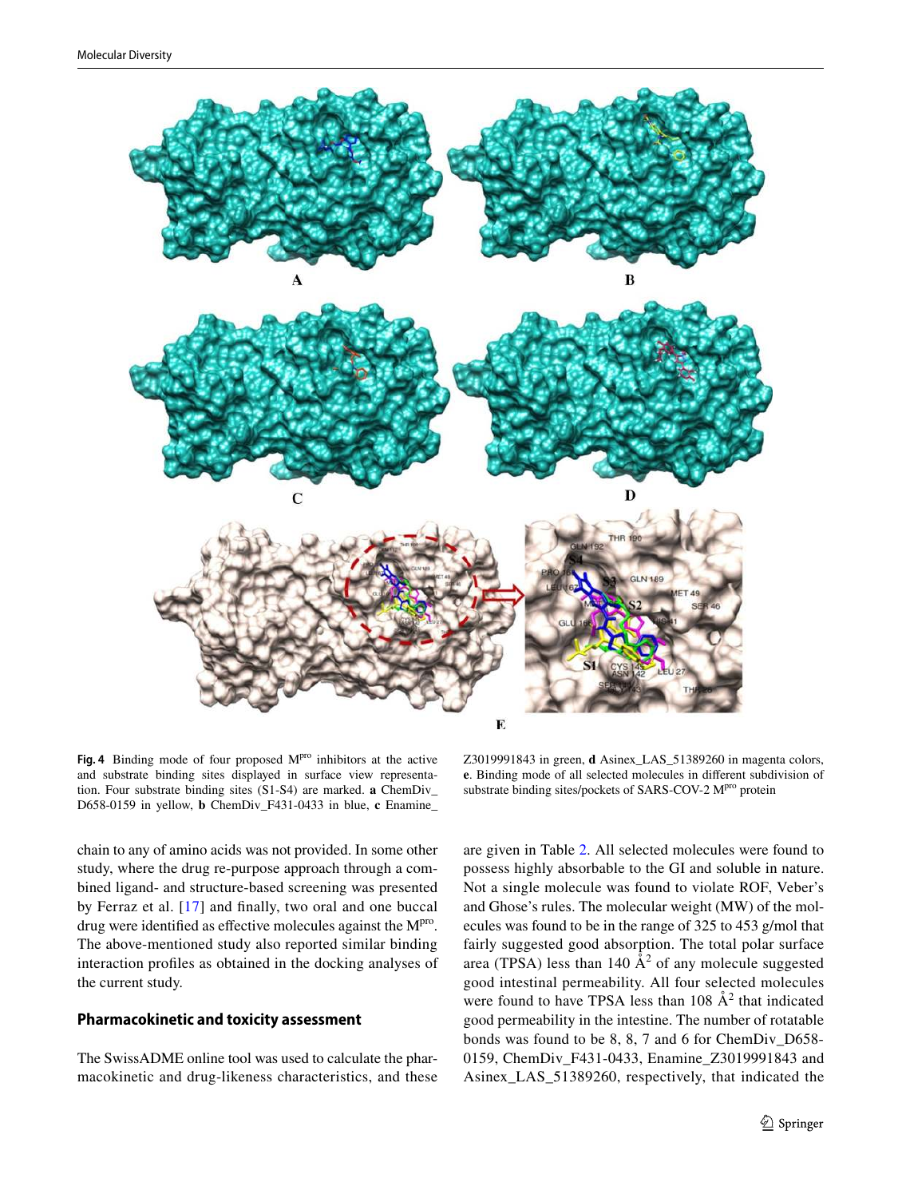**Fig. 4** Binding mode of four proposed M$^{pro}$ inhibitors at the active and substrate binding sites displayed in surface view representation. Four substrate binding sites (S1-S4) are marked. **a** ChemDiv_D658-0159 in yellow, **b** ChemDiv_F431-0433 in blue, **c** Enamine_Z3019991843 in green, **d** Asinex_LAS_51389260 in magenta colors, **e**. Binding mode of all selected molecules in different subdivision of substrate binding sites/pockets of SARS-COV-2 M$^{pro}$ protein

chain to any of amino acids was not provided. In some other study, where the drug re-purpose approach through a combined ligand- and structure-based screening was presented by Ferraz et al. [17] and finally, two oral and one buccal drug were identified as effective molecules against the M$^{pro}$. The above-mentioned study also reported similar binding interaction profiles as obtained in the docking analyses of the current study.

### Pharmacokinetic and toxicity assessment

The SwissADME online tool was used to calculate the pharmacokinetic and drug-likeness characteristics, and these are given in Table 2. All selected molecules were found to possess highly absorbable to the GI and soluble in nature. Not a single molecule was found to violate ROF, Veber's and Ghose's rules. The molecular weight (MW) of the molecules was found to be in the range of 325 to 453 g/mol that fairly suggested good absorption. The total polar surface area (TPSA) less than 140 Å$^2$ of any molecule suggested good intestinal permeability. All four selected molecules were found to have TPSA less than 108 Å$^2$ that indicated good permeability in the intestine. The number of rotatable bonds was found to be 8, 8, 7 and 6 for ChemDiv_D658-0159, ChemDiv_F431-0433, Enamine_Z3019991843 and Asinex_LAS_51389260, respectively, that indicated the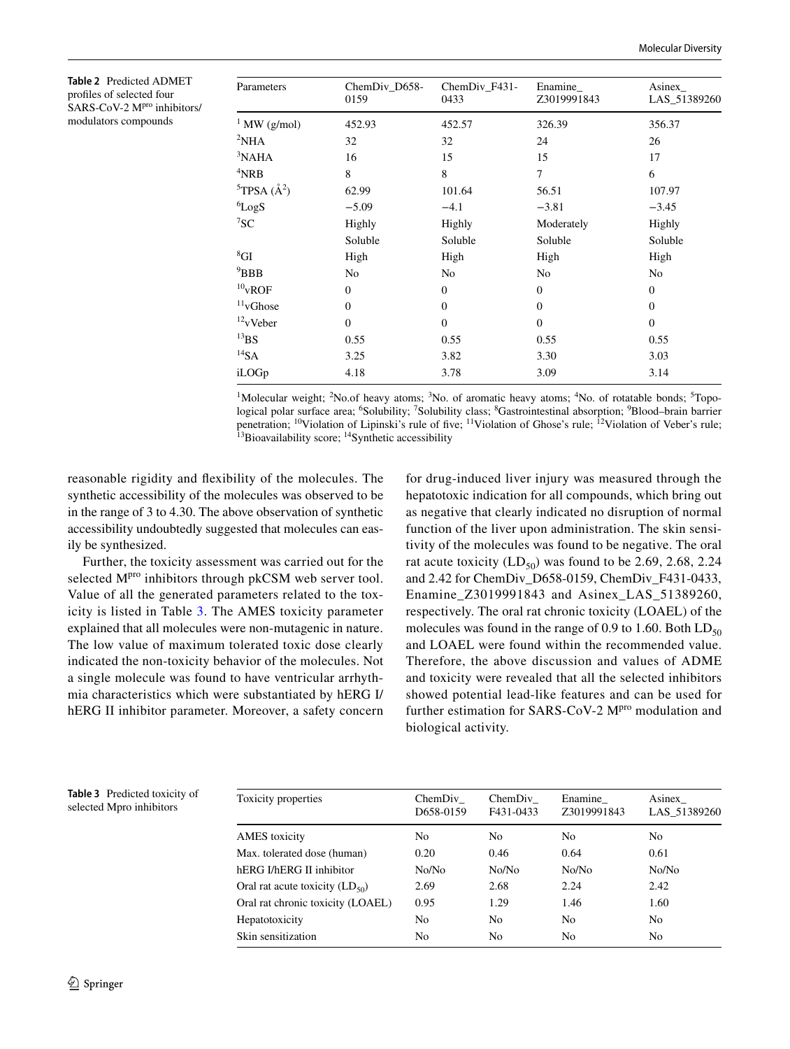**Table 2** Predicted ADMET profiles of selected four SARS-CoV-2 $M^{pro}$ inhibitors/modulators compounds

| Parameters | ChemDiv_D658-0159 | ChemDiv_F431-0433 | Enamine_Z3019991843 | Asinex_LAS_51389260 |
|---|---|---|---|---|
| [1] MW (g/mol) | 452.93 | 452.57 | 326.39 | 356.37 |
| [2]NHA | 32 | 32 | 24 | 26 |
| [3]NAHA | 16 | 15 | 15 | 17 |
| [4]NRB | 8 | 8 | 7 | 6 |
| [5]TPSA (Å$^2$) | 62.99 | 101.64 | 56.51 | 107.97 |
| [6]LogS | −5.09 | −4.1 | −3.81 | −3.45 |
| [7]SC | Highly Soluble | Highly Soluble | Moderately Soluble | Highly Soluble |
| [8]GI | High | High | High | High |
| [9]BBB | No | No | No | No |
| [10]vROF | 0 | 0 | 0 | 0 |
| [11]vGhose | 0 | 0 | 0 | 0 |
| [12]vVeber | 0 | 0 | 0 | 0 |
| [13]BS | 0.55 | 0.55 | 0.55 | 0.55 |
| [14]SA | 3.25 | 3.82 | 3.30 | 3.03 |
| iLOGp | 4.18 | 3.78 | 3.09 | 3.14 |

[1]Molecular weight; [2]No.of heavy atoms; [3]No. of aromatic heavy atoms; [4]No. of rotatable bonds; [5]Topological polar surface area; [6]Solubility; [7]Solubility class; [8]Gastrointestinal absorption; [9]Blood–brain barrier penetration; [10]Violation of Lipinski's rule of five; [11]Violation of Ghose's rule; [12]Violation of Veber's rule; [13]Bioavailability score; [14]Synthetic accessibility

reasonable rigidity and flexibility of the molecules. The synthetic accessibility of the molecules was observed to be in the range of 3 to 4.30. The above observation of synthetic accessibility undoubtedly suggested that molecules can easily be synthesized.

Further, the toxicity assessment was carried out for the selected $M^{pro}$ inhibitors through pkCSM web server tool. Value of all the generated parameters related to the toxicity is listed in Table 3. The AMES toxicity parameter explained that all molecules were non-mutagenic in nature. The low value of maximum tolerated toxic dose clearly indicated the non-toxicity behavior of the molecules. Not a single molecule was found to have ventricular arrhythmia characteristics which were substantiated by hERG I/hERG II inhibitor parameter. Moreover, a safety concern for drug-induced liver injury was measured through the hepatotoxic indication for all compounds, which bring out as negative that clearly indicated no disruption of normal function of the liver upon administration. The skin sensitivity of the molecules was found to be negative. The oral rat acute toxicity ($LD_{50}$) was found to be 2.69, 2.68, 2.24 and 2.42 for ChemDiv_D658-0159, ChemDiv_F431-0433, Enamine_Z3019991843 and Asinex_LAS_51389260, respectively. The oral rat chronic toxicity (LOAEL) of the molecules was found in the range of 0.9 to 1.60. Both $LD_{50}$ and LOAEL were found within the recommended value. Therefore, the above discussion and values of ADME and toxicity were revealed that all the selected inhibitors showed potential lead-like features and can be used for further estimation for SARS-CoV-2 $M^{pro}$ modulation and biological activity.

**Table 3** Predicted toxicity of selected Mpro inhibitors

| Toxicity properties | ChemDiv_D658-0159 | ChemDiv_F431-0433 | Enamine_Z3019991843 | Asinex_LAS_51389260 |
|---|---|---|---|---|
| AMES toxicity | No | No | No | No |
| Max. tolerated dose (human) | 0.20 | 0.46 | 0.64 | 0.61 |
| hERG I/hERG II inhibitor | No/No | No/No | No/No | No/No |
| Oral rat acute toxicity ($LD_{50}$) | 2.69 | 2.68 | 2.24 | 2.42 |
| Oral rat chronic toxicity (LOAEL) | 0.95 | 1.29 | 1.46 | 1.60 |
| Hepatotoxicity | No | No | No | No |
| Skin sensitization | No | No | No | No |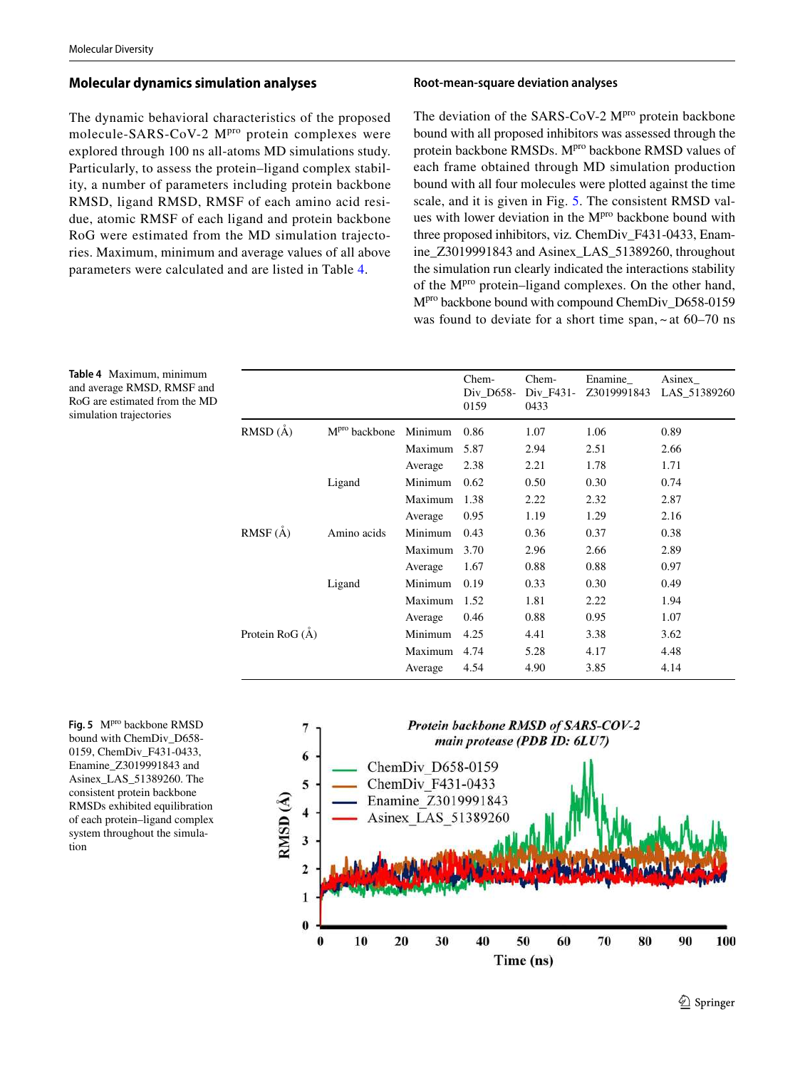## Molecular dynamics simulation analyses

The dynamic behavioral characteristics of the proposed molecule-SARS-CoV-2 M$^{pro}$ protein complexes were explored through 100 ns all-atoms MD simulations study. Particularly, to assess the protein–ligand complex stability, a number of parameters including protein backbone RMSD, ligand RMSD, RMSF of each amino acid residue, atomic RMSF of each ligand and protein backbone RoG were estimated from the MD simulation trajectories. Maximum, minimum and average values of all above parameters were calculated and are listed in Table 4.

### Root-mean-square deviation analyses

The deviation of the SARS-CoV-2 M$^{pro}$ protein backbone bound with all proposed inhibitors was assessed through the protein backbone RMSDs. M$^{pro}$ backbone RMSD values of each frame obtained through MD simulation production bound with all four molecules were plotted against the time scale, and it is given in Fig. 5. The consistent RMSD values with lower deviation in the M$^{pro}$ backbone bound with three proposed inhibitors, viz. ChemDiv_F431-0433, Enamine_Z3019991843 and Asinex_LAS_51389260, throughout the simulation run clearly indicated the interactions stability of the M$^{pro}$ protein–ligand complexes. On the other hand, M$^{pro}$ backbone bound with compound ChemDiv_D658-0159 was found to deviate for a short time span, ~ at 60–70 ns

**Table 4** Maximum, minimum and average RMSD, RMSF and RoG are estimated from the MD simulation trajectories

| | | | ChemDiv_D658-0159 | ChemDiv_F431-0433 | Enamine_Z3019991843 | Asinex_LAS_51389260 |
|---|---|---|---|---|---|---|
| RMSD (Å) | M$^{pro}$ backbone | Minimum | 0.86 | 1.07 | 1.06 | 0.89 |
| | | Maximum | 5.87 | 2.94 | 2.51 | 2.66 |
| | | Average | 2.38 | 2.21 | 1.78 | 1.71 |
| | Ligand | Minimum | 0.62 | 0.50 | 0.30 | 0.74 |
| | | Maximum | 1.38 | 2.22 | 2.32 | 2.87 |
| | | Average | 0.95 | 1.19 | 1.29 | 2.16 |
| RMSF (Å) | Amino acids | Minimum | 0.43 | 0.36 | 0.37 | 0.38 |
| | | Maximum | 3.70 | 2.96 | 2.66 | 2.89 |
| | | Average | 1.67 | 0.88 | 0.88 | 0.97 |
| | Ligand | Minimum | 0.19 | 0.33 | 0.30 | 0.49 |
| | | Maximum | 1.52 | 1.81 | 2.22 | 1.94 |
| | | Average | 0.46 | 0.88 | 0.95 | 1.07 |
| Protein RoG (Å) | | Minimum | 4.25 | 4.41 | 3.38 | 3.62 |
| | | Maximum | 4.74 | 5.28 | 4.17 | 4.48 |
| | | Average | 4.54 | 4.90 | 3.85 | 4.14 |

**Fig. 5** M$^{pro}$ backbone RMSD bound with ChemDiv_D658-0159, ChemDiv_F431-0433, Enamine_Z3019991843 and Asinex_LAS_51389260. The consistent protein backbone RMSDs exhibited equilibration of each protein–ligand complex system throughout the simulation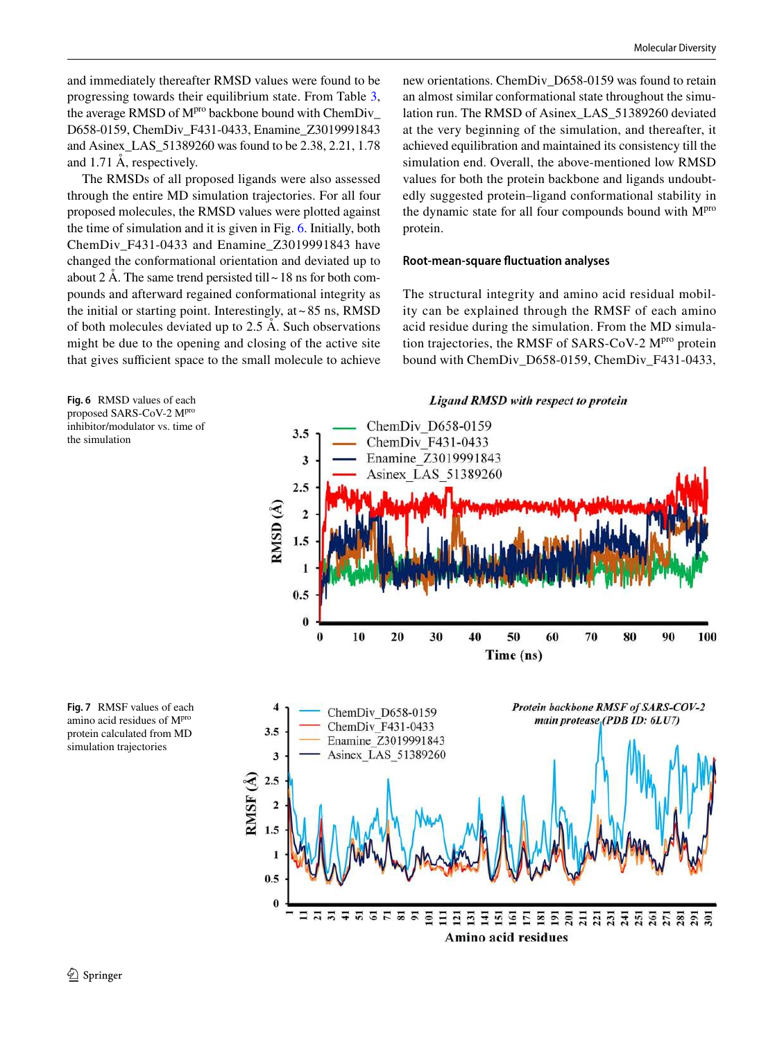and immediately thereafter RMSD values were found to be progressing towards their equilibrium state. From Table 3, the average RMSD of M$^{pro}$ backbone bound with ChemDiv_D658-0159, ChemDiv_F431-0433, Enamine_Z3019991843 and Asinex_LAS_51389260 was found to be 2.38, 2.21, 1.78 and 1.71 Å, respectively.

The RMSDs of all proposed ligands were also assessed through the entire MD simulation trajectories. For all four proposed molecules, the RMSD values were plotted against the time of simulation and it is given in Fig. 6. Initially, both ChemDiv_F431-0433 and Enamine_Z3019991843 have changed the conformational orientation and deviated up to about 2 Å. The same trend persisted till ~ 18 ns for both compounds and afterward regained conformational integrity as the initial or starting point. Interestingly, at ~ 85 ns, RMSD of both molecules deviated up to 2.5 Å. Such observations might be due to the opening and closing of the active site that gives sufficient space to the small molecule to achieve new orientations. ChemDiv_D658-0159 was found to retain an almost similar conformational state throughout the simulation run. The RMSD of Asinex_LAS_51389260 deviated at the very beginning of the simulation, and thereafter, it achieved equilibration and maintained its consistency till the simulation end. Overall, the above-mentioned low RMSD values for both the protein backbone and ligands undoubtedly suggested protein–ligand conformational stability in the dynamic state for all four compounds bound with M$^{pro}$ protein.

### Root-mean-square fluctuation analyses

The structural integrity and amino acid residual mobility can be explained through the RMSF of each amino acid residue during the simulation. From the MD simulation trajectories, the RMSF of SARS-CoV-2 M$^{pro}$ protein bound with ChemDiv_D658-0159, ChemDiv_F431-0433,

**Fig. 6** RMSD values of each proposed SARS-CoV-2 M$^{pro}$ inhibitor/modulator vs. time of the simulation

**Fig. 7** RMSF values of each amino acid residues of M$^{pro}$ protein calculated from MD simulation trajectories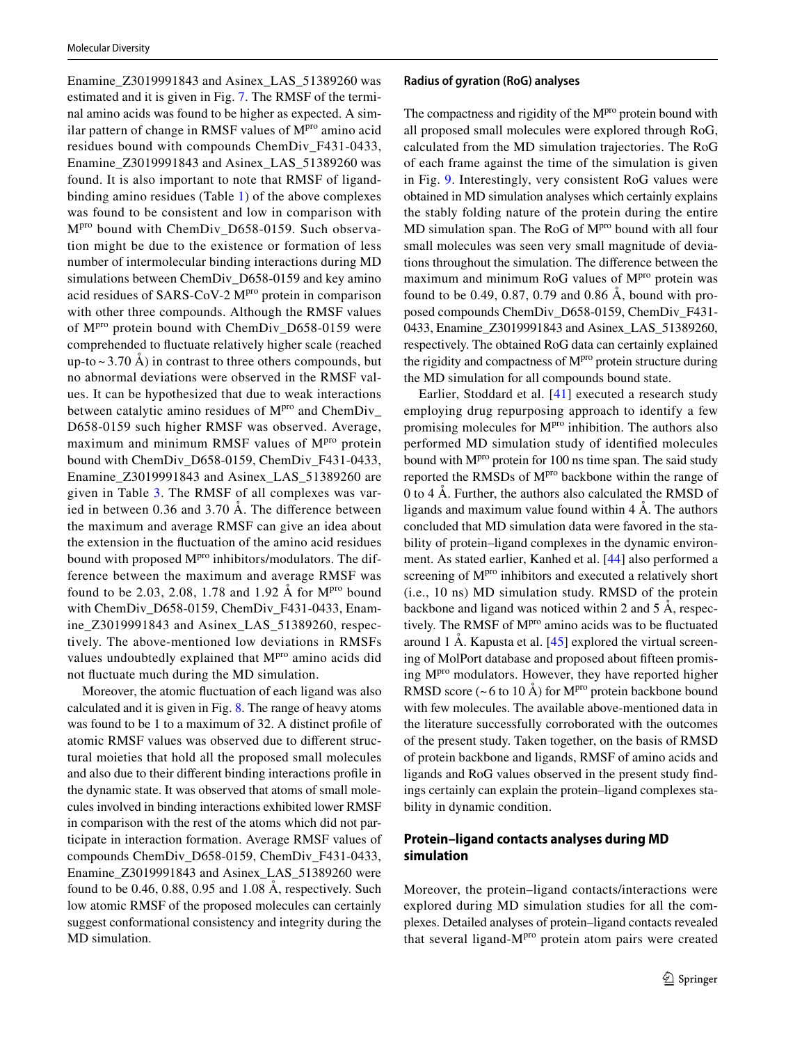Enamine_Z3019991843 and Asinex_LAS_51389260 was estimated and it is given in Fig. 7. The RMSF of the terminal amino acids was found to be higher as expected. A similar pattern of change in RMSF values of M$^{pro}$ amino acid residues bound with compounds ChemDiv_F431-0433, Enamine_Z3019991843 and Asinex_LAS_51389260 was found. It is also important to note that RMSF of ligand-binding amino residues (Table 1) of the above complexes was found to be consistent and low in comparison with M$^{pro}$ bound with ChemDiv_D658-0159. Such observation might be due to the existence or formation of less number of intermolecular binding interactions during MD simulations between ChemDiv_D658-0159 and key amino acid residues of SARS-CoV-2 M$^{pro}$ protein in comparison with other three compounds. Although the RMSF values of M$^{pro}$ protein bound with ChemDiv_D658-0159 were comprehended to fluctuate relatively higher scale (reached up-to ~ 3.70 Å) in contrast to three others compounds, but no abnormal deviations were observed in the RMSF values. It can be hypothesized that due to weak interactions between catalytic amino residues of M$^{pro}$ and ChemDiv_D658-0159 such higher RMSF was observed. Average, maximum and minimum RMSF values of M$^{pro}$ protein bound with ChemDiv_D658-0159, ChemDiv_F431-0433, Enamine_Z3019991843 and Asinex_LAS_51389260 are given in Table 3. The RMSF of all complexes was varied in between 0.36 and 3.70 Å. The difference between the maximum and average RMSF can give an idea about the extension in the fluctuation of the amino acid residues bound with proposed M$^{pro}$ inhibitors/modulators. The difference between the maximum and average RMSF was found to be 2.03, 2.08, 1.78 and 1.92 Å for M$^{pro}$ bound with ChemDiv_D658-0159, ChemDiv_F431-0433, Enamine_Z3019991843 and Asinex_LAS_51389260, respectively. The above-mentioned low deviations in RMSFs values undoubtedly explained that M$^{pro}$ amino acids did not fluctuate much during the MD simulation.

Moreover, the atomic fluctuation of each ligand was also calculated and it is given in Fig. 8. The range of heavy atoms was found to be 1 to a maximum of 32. A distinct profile of atomic RMSF values was observed due to different structural moieties that hold all the proposed small molecules and also due to their different binding interactions profile in the dynamic state. It was observed that atoms of small molecules involved in binding interactions exhibited lower RMSF in comparison with the rest of the atoms which did not participate in interaction formation. Average RMSF values of compounds ChemDiv_D658-0159, ChemDiv_F431-0433, Enamine_Z3019991843 and Asinex_LAS_51389260 were found to be 0.46, 0.88, 0.95 and 1.08 Å, respectively. Such low atomic RMSF of the proposed molecules can certainly suggest conformational consistency and integrity during the MD simulation.

#### Radius of gyration (RoG) analyses

The compactness and rigidity of the M$^{pro}$ protein bound with all proposed small molecules were explored through RoG, calculated from the MD simulation trajectories. The RoG of each frame against the time of the simulation is given in Fig. 9. Interestingly, very consistent RoG values were obtained in MD simulation analyses which certainly explains the stably folding nature of the protein during the entire MD simulation span. The RoG of M$^{pro}$ bound with all four small molecules was seen very small magnitude of deviations throughout the simulation. The difference between the maximum and minimum RoG values of M$^{pro}$ protein was found to be 0.49, 0.87, 0.79 and 0.86 Å, bound with proposed compounds ChemDiv_D658-0159, ChemDiv_F431-0433, Enamine_Z3019991843 and Asinex_LAS_51389260, respectively. The obtained RoG data can certainly explained the rigidity and compactness of M$^{pro}$ protein structure during the MD simulation for all compounds bound state.

Earlier, Stoddard et al. [41] executed a research study employing drug repurposing approach to identify a few promising molecules for M$^{pro}$ inhibition. The authors also performed MD simulation study of identified molecules bound with M$^{pro}$ protein for 100 ns time span. The said study reported the RMSDs of M$^{pro}$ backbone within the range of 0 to 4 Å. Further, the authors also calculated the RMSD of ligands and maximum value found within 4 Å. The authors concluded that MD simulation data were favored in the stability of protein–ligand complexes in the dynamic environment. As stated earlier, Kanhed et al. [44] also performed a screening of M$^{pro}$ inhibitors and executed a relatively short (i.e., 10 ns) MD simulation study. RMSD of the protein backbone and ligand was noticed within 2 and 5 Å, respectively. The RMSF of M$^{pro}$ amino acids was to be fluctuated around 1 Å. Kapusta et al. [45] explored the virtual screening of MolPort database and proposed about fifteen promising M$^{pro}$ modulators. However, they have reported higher RMSD score (~ 6 to 10 Å) for M$^{pro}$ protein backbone bound with few molecules. The available above-mentioned data in the literature successfully corroborated with the outcomes of the present study. Taken together, on the basis of RMSD of protein backbone and ligands, RMSF of amino acids and ligands and RoG values observed in the present study findings certainly can explain the protein–ligand complexes stability in dynamic condition.

### Protein–ligand contacts analyses during MD simulation

Moreover, the protein–ligand contacts/interactions were explored during MD simulation studies for all the complexes. Detailed analyses of protein–ligand contacts revealed that several ligand-M$^{pro}$ protein atom pairs were created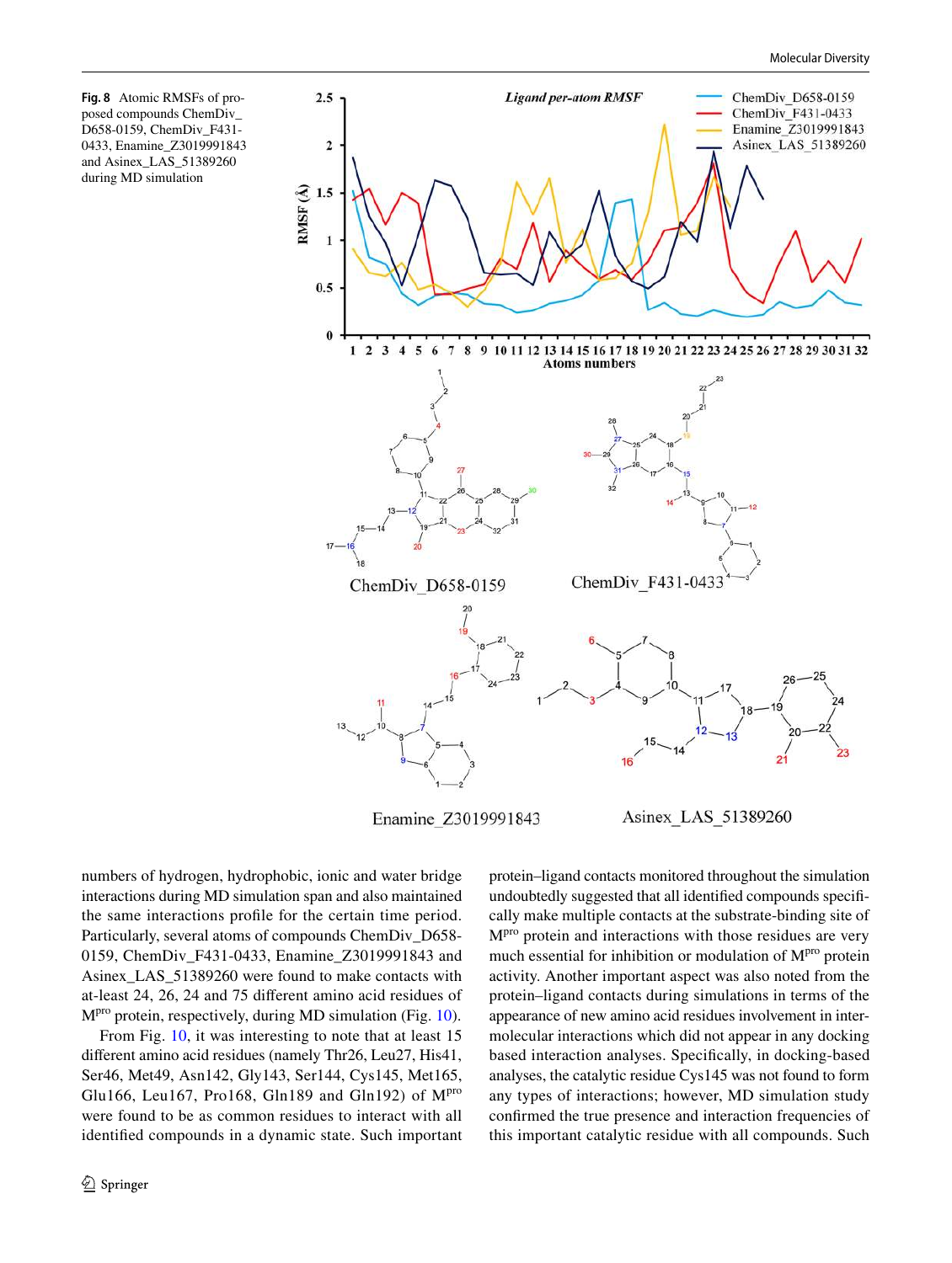**Fig. 8** Atomic RMSFs of proposed compounds ChemDiv_D658-0159, ChemDiv_F431-0433, Enamine_Z3019991843 and Asinex_LAS_51389260 during MD simulation

numbers of hydrogen, hydrophobic, ionic and water bridge interactions during MD simulation span and also maintained the same interactions profile for the certain time period. Particularly, several atoms of compounds ChemDiv_D658-0159, ChemDiv_F431-0433, Enamine_Z3019991843 and Asinex_LAS_51389260 were found to make contacts with at-least 24, 26, 24 and 75 different amino acid residues of M$^{pro}$ protein, respectively, during MD simulation (Fig. 10).

From Fig. 10, it was interesting to note that at least 15 different amino acid residues (namely Thr26, Leu27, His41, Ser46, Met49, Asn142, Gly143, Ser144, Cys145, Met165, Glu166, Leu167, Pro168, Gln189 and Gln192) of M$^{pro}$ were found to be as common residues to interact with all identified compounds in a dynamic state. Such important protein–ligand contacts monitored throughout the simulation undoubtedly suggested that all identified compounds specifically make multiple contacts at the substrate-binding site of M$^{pro}$ protein and interactions with those residues are very much essential for inhibition or modulation of M$^{pro}$ protein activity. Another important aspect was also noted from the protein–ligand contacts during simulations in terms of the appearance of new amino acid residues involvement in intermolecular interactions which did not appear in any docking based interaction analyses. Specifically, in docking-based analyses, the catalytic residue Cys145 was not found to form any types of interactions; however, MD simulation study confirmed the true presence and interaction frequencies of this important catalytic residue with all compounds. Such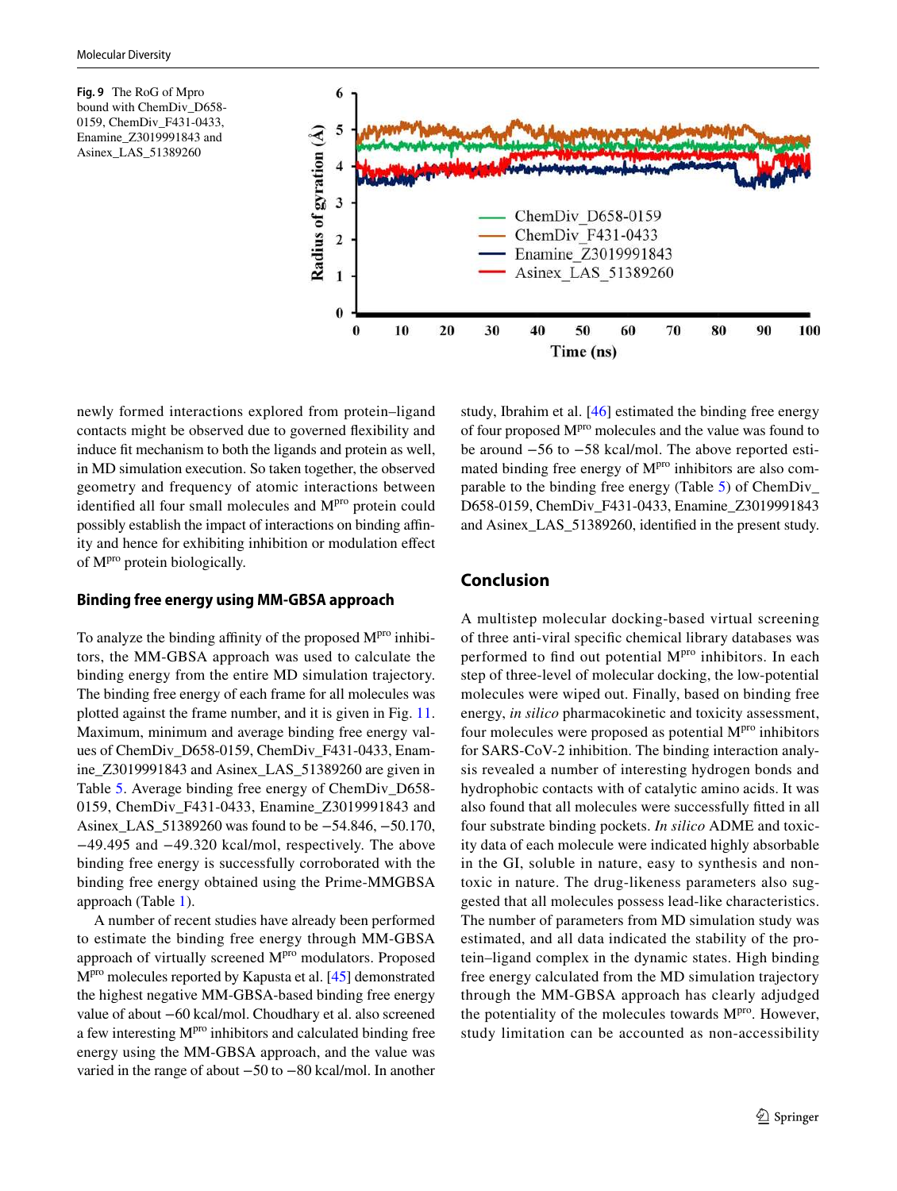Fig. 9 The RoG of Mpro bound with ChemDiv_D658-0159, ChemDiv_F431-0433, Enamine_Z3019991843 and Asinex_LAS_51389260

newly formed interactions explored from protein–ligand contacts might be observed due to governed flexibility and induce fit mechanism to both the ligands and protein as well, in MD simulation execution. So taken together, the observed geometry and frequency of atomic interactions between identified all four small molecules and M$^{pro}$ protein could possibly establish the impact of interactions on binding affinity and hence for exhibiting inhibition or modulation effect of M$^{pro}$ protein biologically.

### Binding free energy using MM-GBSA approach

To analyze the binding affinity of the proposed M$^{pro}$ inhibitors, the MM-GBSA approach was used to calculate the binding energy from the entire MD simulation trajectory. The binding free energy of each frame for all molecules was plotted against the frame number, and it is given in Fig. 11. Maximum, minimum and average binding free energy values of ChemDiv_D658-0159, ChemDiv_F431-0433, Enamine_Z3019991843 and Asinex_LAS_51389260 are given in Table 5. Average binding free energy of ChemDiv_D658-0159, ChemDiv_F431-0433, Enamine_Z3019991843 and Asinex_LAS_51389260 was found to be −54.846, −50.170, −49.495 and −49.320 kcal/mol, respectively. The above binding free energy is successfully corroborated with the binding free energy obtained using the Prime-MMGBSA approach (Table 1).

A number of recent studies have already been performed to estimate the binding free energy through MM-GBSA approach of virtually screened M$^{pro}$ modulators. Proposed M$^{pro}$ molecules reported by Kapusta et al. [45] demonstrated the highest negative MM-GBSA-based binding free energy value of about −60 kcal/mol. Choudhary et al. also screened a few interesting M$^{pro}$ inhibitors and calculated binding free energy using the MM-GBSA approach, and the value was varied in the range of about −50 to −80 kcal/mol. In another study, Ibrahim et al. [46] estimated the binding free energy of four proposed M$^{pro}$ molecules and the value was found to be around −56 to −58 kcal/mol. The above reported estimated binding free energy of M$^{pro}$ inhibitors are also comparable to the binding free energy (Table 5) of ChemDiv_D658-0159, ChemDiv_F431-0433, Enamine_Z3019991843 and Asinex_LAS_51389260, identified in the present study.

## Conclusion

A multistep molecular docking-based virtual screening of three anti-viral specific chemical library databases was performed to find out potential M$^{pro}$ inhibitors. In each step of three-level of molecular docking, the low-potential molecules were wiped out. Finally, based on binding free energy, *in silico* pharmacokinetic and toxicity assessment, four molecules were proposed as potential M$^{pro}$ inhibitors for SARS-CoV-2 inhibition. The binding interaction analysis revealed a number of interesting hydrogen bonds and hydrophobic contacts with of catalytic amino acids. It was also found that all molecules were successfully fitted in all four substrate binding pockets. *In silico* ADME and toxicity data of each molecule were indicated highly absorbable in the GI, soluble in nature, easy to synthesis and non-toxic in nature. The drug-likeness parameters also suggested that all molecules possess lead-like characteristics. The number of parameters from MD simulation study was estimated, and all data indicated the stability of the protein–ligand complex in the dynamic states. High binding free energy calculated from the MD simulation trajectory through the MM-GBSA approach has clearly adjudged the potentiality of the molecules towards M$^{pro}$. However, study limitation can be accounted as non-accessibility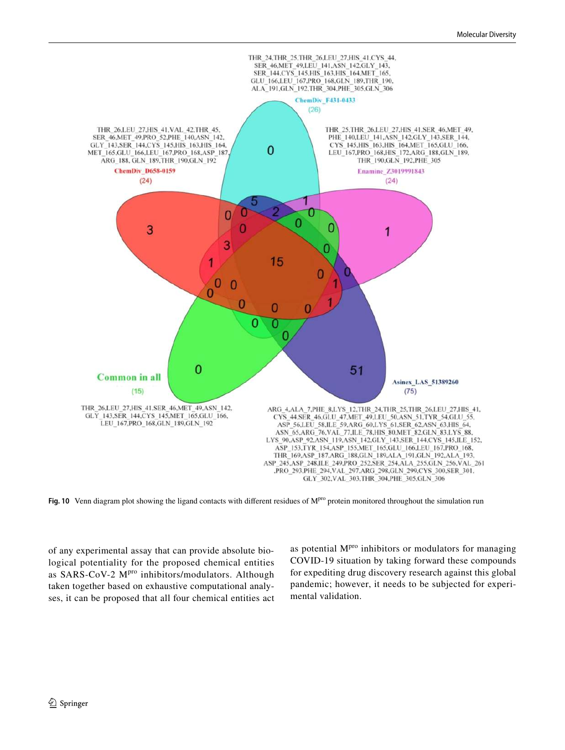THR_24,THR_25,THR_26,LEU_27,HIS_41,CYS_44, SER_46,MET_49,LEU_141,ASN_142,GLY_143, SER_144,CYS_145,HIS_163,HIS_164,MET_165, GLU_166,LEU_167,PRO_168,GLN_189,THR_190, ALA_191,GLN_192,THR_304,PHE_305,GLN_306

ChemDiv_F431-0433 (26)

THR_26,LEU_27,HIS_41,VAL_42,THR_45, SER_46,MET_49,PRO_52,PHE_140,ASN_142, GLY_143,SER_144,CYS_145,HIS_163,HIS_164, MET_165,GLU_166,LEU_167,PRO_168,ASP_187, ARG_188, GLN_189,THR_190,GLN_192

ChemDiv_D658-0159 (24)

THR_25,THR_26,LEU_27,HIS_41,SER_46,MET_49, PHE_140,LEU_141,ASN_142,GLY_143,SER_144, CYS_145,HIS_163,HIS_164,MET_165,GLU_166, LEU_167,PRO_168,HIS_172,ARG_188,GLN_189, THR_190,GLN_192,PHE_305

Enamine_Z3019991843 (24)

Common in all (15)

THR_26,LEU_27,HIS_41,SER_46,MET_49,ASN_142, GLY_143,SER_144,CYS_145,MET_165,GLU_166, LEU_167,PRO_168,GLN_189,GLN_192

Asinex_LAS_51389260 (75)

ARG_4,ALA_7,PHE_8,LYS_12,THR_24,THR_25,THR_26,LEU_27,HIS_41, CYS_44,SER_46,GLU_47,MET_49,LEU_50,ASN_51,TYR_54,GLU_55, ASP_56,LEU_58,ILE_59,ARG_60,LYS_61,SER_62,ASN_63,HIS_64, ASN_65,ARG_76,VAL_77,ILE_78,HIS_80,MET_82,GLN_83,LYS_88, LYS_90,ASP_92,ASN_119,ASN_142,GLY_143,SER_144,CYS_145,ILE_152, ASP_153,TYR_154,ASP_155,MET_165,GLU_166,LEU_167,PRO_168, THR_169,ASP_187,ARG_188,GLN_189,ALA_191,GLN_192,ALA_193, ASP_245,ASP_248,ILE_249,PRO_252,SER_254,ALA_255,GLN_256,VAL_261 ,PRO_293,PHE_294,VAL_297,ARG_298,GLN_299,CYS_300,SER_301, GLY_302,VAL_303,THR_304,PHE_305,GLN_306

**Fig. 10** Venn diagram plot showing the ligand contacts with different residues of $M^{pro}$ protein monitored throughout the simulation run

of any experimental assay that can provide absolute biological potentiality for the proposed chemical entities as SARS-CoV-2 $M^{pro}$ inhibitors/modulators. Although taken together based on exhaustive computational analyses, it can be proposed that all four chemical entities act as potential $M^{pro}$ inhibitors or modulators for managing COVID-19 situation by taking forward these compounds for expediting drug discovery research against this global pandemic; however, it needs to be subjected for experimental validation.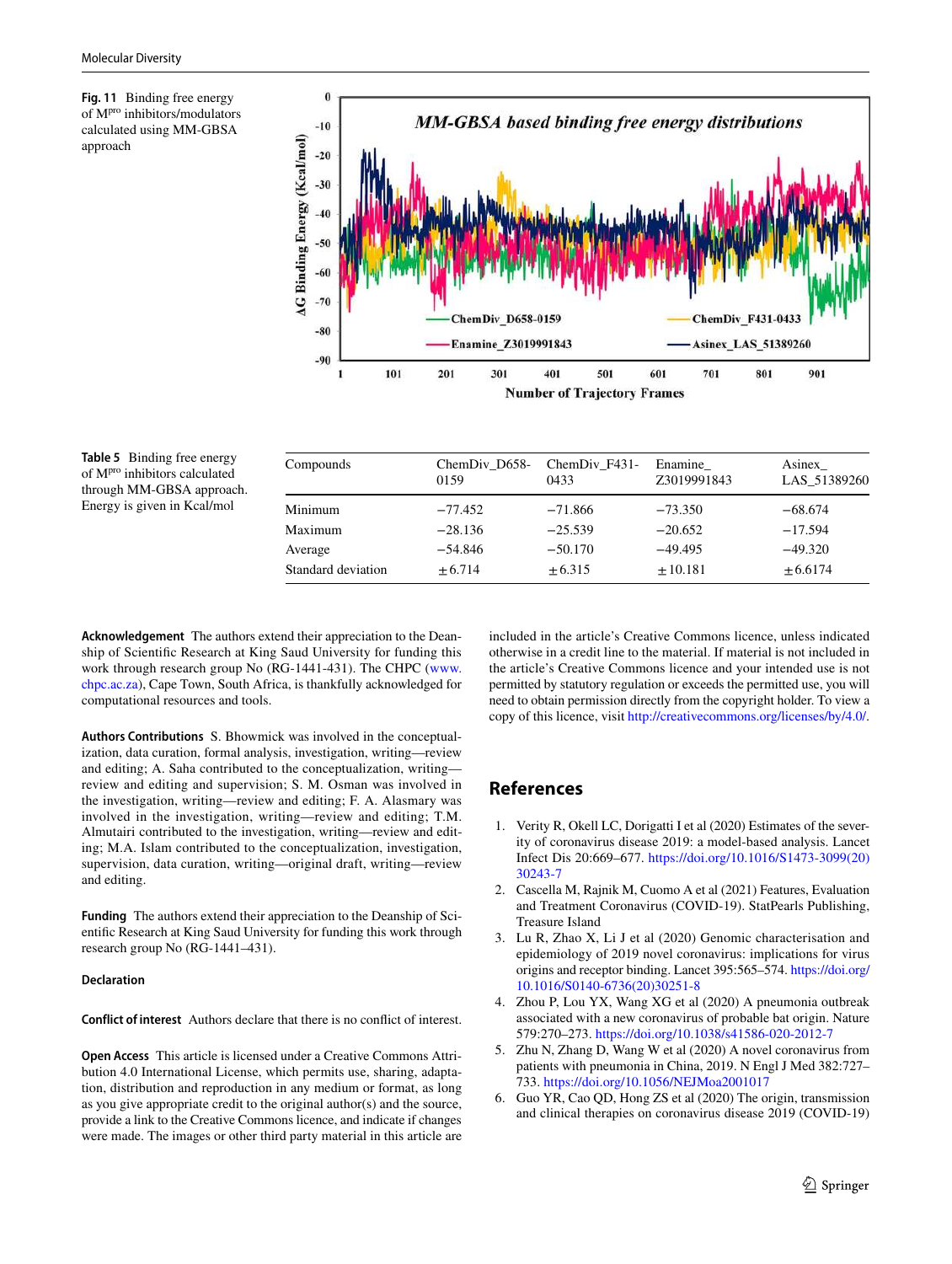**Fig. 11** Binding free energy of $M^{pro}$ inhibitors/modulators calculated using MM-GBSA approach

**Table 5** Binding free energy of $M^{pro}$ inhibitors calculated through MM-GBSA approach. Energy is given in Kcal/mol

| Compounds | ChemDiv_D658-0159 | ChemDiv_F431-0433 | Enamine_ Z3019991843 | Asinex_ LAS_51389260 |
|---|---|---|---|---|
| Minimum | −77.452 | −71.866 | −73.350 | −68.674 |
| Maximum | −28.136 | −25.539 | −20.652 | −17.594 |
| Average | −54.846 | −50.170 | −49.495 | −49.320 |
| Standard deviation | ±6.714 | ±6.315 | ±10.181 | ±6.6174 |

**Acknowledgement** The authors extend their appreciation to the Deanship of Scientific Research at King Saud University for funding this work through research group No (RG-1441-431). The CHPC (www.chpc.ac.za), Cape Town, South Africa, is thankfully acknowledged for computational resources and tools.

**Authors Contributions** S. Bhowmick was involved in the conceptualization, data curation, formal analysis, investigation, writing—review and editing; A. Saha contributed to the conceptualization, writing—review and editing and supervision; S. M. Osman was involved in the investigation, writing—review and editing; F. A. Alasmary was involved in the investigation, writing—review and editing; T.M. Almutairi contributed to the investigation, writing—review and editing; M.A. Islam contributed to the conceptualization, investigation, supervision, data curation, writing—original draft, writing—review and editing.

**Funding** The authors extend their appreciation to the Deanship of Scientific Research at King Saud University for funding this work through research group No (RG-1441–431).

**Declaration**

**Conflict of interest** Authors declare that there is no conflict of interest.

**Open Access** This article is licensed under a Creative Commons Attribution 4.0 International License, which permits use, sharing, adaptation, distribution and reproduction in any medium or format, as long as you give appropriate credit to the original author(s) and the source, provide a link to the Creative Commons licence, and indicate if changes were made. The images or other third party material in this article are included in the article's Creative Commons licence, unless indicated otherwise in a credit line to the material. If material is not included in the article's Creative Commons licence and your intended use is not permitted by statutory regulation or exceeds the permitted use, you will need to obtain permission directly from the copyright holder. To view a copy of this licence, visit http://creativecommons.org/licenses/by/4.0/.

## References

1. Verity R, Okell LC, Dorigatti I et al (2020) Estimates of the severity of coronavirus disease 2019: a model-based analysis. Lancet Infect Dis 20:669–677. https://doi.org/10.1016/S1473-3099(20)30243-7
2. Cascella M, Rajnik M, Cuomo A et al (2021) Features, Evaluation and Treatment Coronavirus (COVID-19). StatPearls Publishing, Treasure Island
3. Lu R, Zhao X, Li J et al (2020) Genomic characterisation and epidemiology of 2019 novel coronavirus: implications for virus origins and receptor binding. Lancet 395:565–574. https://doi.org/10.1016/S0140-6736(20)30251-8
4. Zhou P, Lou YX, Wang XG et al (2020) A pneumonia outbreak associated with a new coronavirus of probable bat origin. Nature 579:270–273. https://doi.org/10.1038/s41586-020-2012-7
5. Zhu N, Zhang D, Wang W et al (2020) A novel coronavirus from patients with pneumonia in China, 2019. N Engl J Med 382:727–733. https://doi.org/10.1056/NEJMoa2001017
6. Guo YR, Cao QD, Hong ZS et al (2020) The origin, transmission and clinical therapies on coronavirus disease 2019 (COVID-19)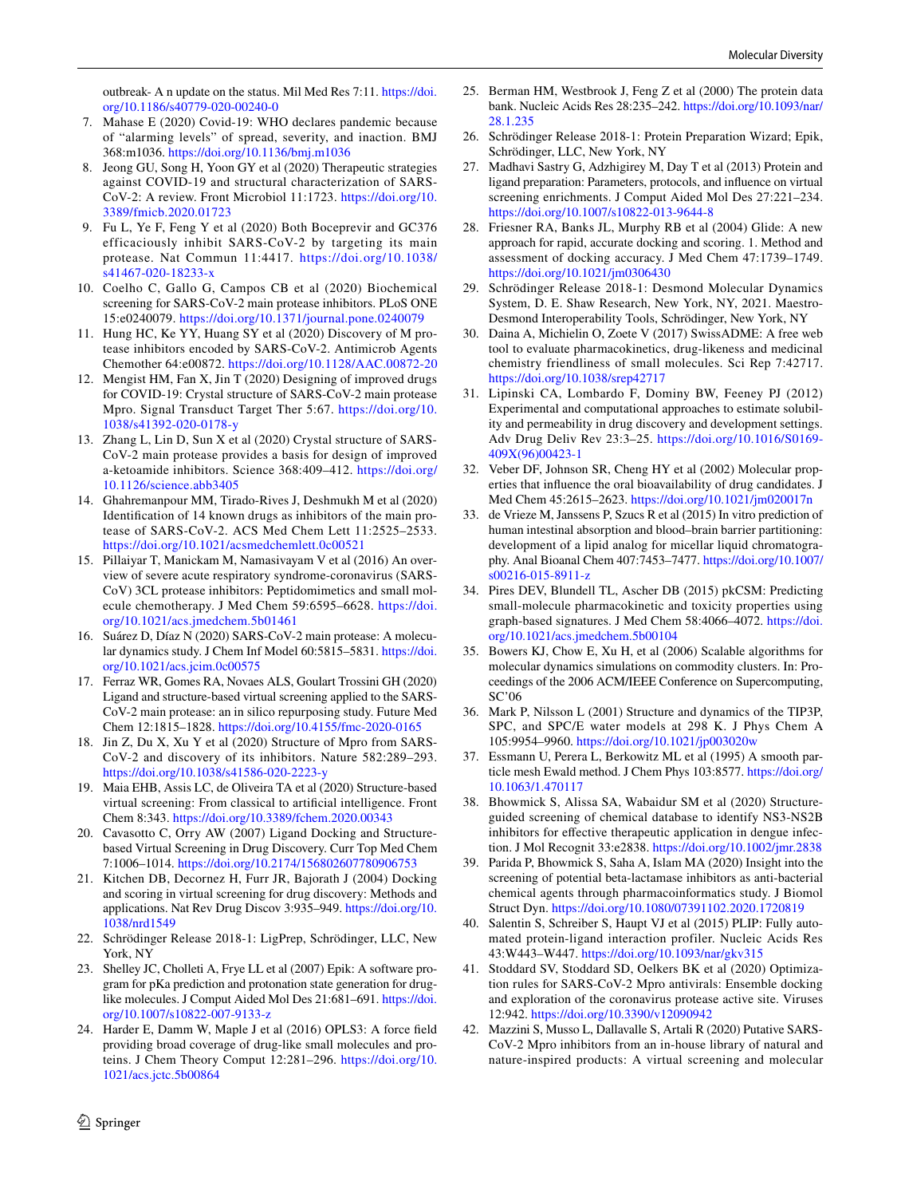outbreak- A n update on the status. Mil Med Res 7:11. https://doi.org/10.1186/s40779-020-00240-0

7. Mahase E (2020) Covid-19: WHO declares pandemic because of "alarming levels" of spread, severity, and inaction. BMJ 368:m1036. https://doi.org/10.1136/bmj.m1036
8. Jeong GU, Song H, Yoon GY et al (2020) Therapeutic strategies against COVID-19 and structural characterization of SARS-CoV-2: A review. Front Microbiol 11:1723. https://doi.org/10.3389/fmicb.2020.01723
9. Fu L, Ye F, Feng Y et al (2020) Both Boceprevir and GC376 efficaciously inhibit SARS-CoV-2 by targeting its main protease. Nat Commun 11:4417. https://doi.org/10.1038/s41467-020-18233-x
10. Coelho C, Gallo G, Campos CB et al (2020) Biochemical screening for SARS-CoV-2 main protease inhibitors. PLoS ONE 15:e0240079. https://doi.org/10.1371/journal.pone.0240079
11. Hung HC, Ke YY, Huang SY et al (2020) Discovery of M protease inhibitors encoded by SARS-CoV-2. Antimicrob Agents Chemother 64:e00872. https://doi.org/10.1128/AAC.00872-20
12. Mengist HM, Fan X, Jin T (2020) Designing of improved drugs for COVID-19: Crystal structure of SARS-CoV-2 main protease Mpro. Signal Transduct Target Ther 5:67. https://doi.org/10.1038/s41392-020-0178-y
13. Zhang L, Lin D, Sun X et al (2020) Crystal structure of SARS-CoV-2 main protease provides a basis for design of improved a-ketoamide inhibitors. Science 368:409–412. https://doi.org/10.1126/science.abb3405
14. Ghahremanpour MM, Tirado-Rives J, Deshmukh M et al (2020) Identification of 14 known drugs as inhibitors of the main protease of SARS-CoV-2. ACS Med Chem Lett 11:2525–2533. https://doi.org/10.1021/acsmedchemlett.0c00521
15. Pillaiyar T, Manickam M, Namasivayam V et al (2016) An overview of severe acute respiratory syndrome-coronavirus (SARS-CoV) 3CL protease inhibitors: Peptidomimetics and small molecule chemotherapy. J Med Chem 59:6595–6628. https://doi.org/10.1021/acs.jmedchem.5b01461
16. Suárez D, Díaz N (2020) SARS-CoV-2 main protease: A molecular dynamics study. J Chem Inf Model 60:5815–5831. https://doi.org/10.1021/acs.jcim.0c00575
17. Ferraz WR, Gomes RA, Novaes ALS, Goulart Trossini GH (2020) Ligand and structure-based virtual screening applied to the SARS-CoV-2 main protease: an in silico repurposing study. Future Med Chem 12:1815–1828. https://doi.org/10.4155/fmc-2020-0165
18. Jin Z, Du X, Xu Y et al (2020) Structure of Mpro from SARS-CoV-2 and discovery of its inhibitors. Nature 582:289–293. https://doi.org/10.1038/s41586-020-2223-y
19. Maia EHB, Assis LC, de Oliveira TA et al (2020) Structure-based virtual screening: From classical to artificial intelligence. Front Chem 8:343. https://doi.org/10.3389/fchem.2020.00343
20. Cavasotto C, Orry AW (2007) Ligand Docking and Structure-based Virtual Screening in Drug Discovery. Curr Top Med Chem 7:1006–1014. https://doi.org/10.2174/156802607780906753
21. Kitchen DB, Decornez H, Furr JR, Bajorath J (2004) Docking and scoring in virtual screening for drug discovery: Methods and applications. Nat Rev Drug Discov 3:935–949. https://doi.org/10.1038/nrd1549
22. Schrödinger Release 2018-1: LigPrep, Schrödinger, LLC, New York, NY
23. Shelley JC, Cholleti A, Frye LL et al (2007) Epik: A software program for pKa prediction and protonation state generation for drug-like molecules. J Comput Aided Mol Des 21:681–691. https://doi.org/10.1007/s10822-007-9133-z
24. Harder E, Damm W, Maple J et al (2016) OPLS3: A force field providing broad coverage of drug-like small molecules and proteins. J Chem Theory Comput 12:281–296. https://doi.org/10.1021/acs.jctc.5b00864
25. Berman HM, Westbrook J, Feng Z et al (2000) The protein data bank. Nucleic Acids Res 28:235–242. https://doi.org/10.1093/nar/28.1.235
26. Schrödinger Release 2018-1: Protein Preparation Wizard; Epik, Schrödinger, LLC, New York, NY
27. Madhavi Sastry G, Adzhigirey M, Day T et al (2013) Protein and ligand preparation: Parameters, protocols, and influence on virtual screening enrichments. J Comput Aided Mol Des 27:221–234. https://doi.org/10.1007/s10822-013-9644-8
28. Friesner RA, Banks JL, Murphy RB et al (2004) Glide: A new approach for rapid, accurate docking and scoring. 1. Method and assessment of docking accuracy. J Med Chem 47:1739–1749. https://doi.org/10.1021/jm0306430
29. Schrödinger Release 2018-1: Desmond Molecular Dynamics System, D. E. Shaw Research, New York, NY, 2021. Maestro-Desmond Interoperability Tools, Schrödinger, New York, NY
30. Daina A, Michielin O, Zoete V (2017) SwissADME: A free web tool to evaluate pharmacokinetics, drug-likeness and medicinal chemistry friendliness of small molecules. Sci Rep 7:42717. https://doi.org/10.1038/srep42717
31. Lipinski CA, Lombardo F, Dominy BW, Feeney PJ (2012) Experimental and computational approaches to estimate solubility and permeability in drug discovery and development settings. Adv Drug Deliv Rev 23:3–25. https://doi.org/10.1016/S0169-409X(96)00423-1
32. Veber DF, Johnson SR, Cheng HY et al (2002) Molecular properties that influence the oral bioavailability of drug candidates. J Med Chem 45:2615–2623. https://doi.org/10.1021/jm020017n
33. de Vrieze M, Janssens P, Szucs R et al (2015) In vitro prediction of human intestinal absorption and blood–brain barrier partitioning: development of a lipid analog for micellar liquid chromatography. Anal Bioanal Chem 407:7453–7477. https://doi.org/10.1007/s00216-015-8911-z
34. Pires DEV, Blundell TL, Ascher DB (2015) pkCSM: Predicting small-molecule pharmacokinetic and toxicity properties using graph-based signatures. J Med Chem 58:4066–4072. https://doi.org/10.1021/acs.jmedchem.5b00104
35. Bowers KJ, Chow E, Xu H, et al (2006) Scalable algorithms for molecular dynamics simulations on commodity clusters. In: Proceedings of the 2006 ACM/IEEE Conference on Supercomputing, SC'06
36. Mark P, Nilsson L (2001) Structure and dynamics of the TIP3P, SPC, and SPC/E water models at 298 K. J Phys Chem A 105:9954–9960. https://doi.org/10.1021/jp003020w
37. Essmann U, Perera L, Berkowitz ML et al (1995) A smooth particle mesh Ewald method. J Chem Phys 103:8577. https://doi.org/10.1063/1.470117
38. Bhowmick S, Alissa SA, Wabaidur SM et al (2020) Structure-guided screening of chemical database to identify NS3-NS2B inhibitors for effective therapeutic application in dengue infection. J Mol Recognit 33:e2838. https://doi.org/10.1002/jmr.2838
39. Parida P, Bhowmick S, Saha A, Islam MA (2020) Insight into the screening of potential beta-lactamase inhibitors as anti-bacterial chemical agents through pharmacoinformatics study. J Biomol Struct Dyn. https://doi.org/10.1080/07391102.2020.1720819
40. Salentin S, Schreiber S, Haupt VJ et al (2015) PLIP: Fully automated protein-ligand interaction profiler. Nucleic Acids Res 43:W443–W447. https://doi.org/10.1093/nar/gkv315
41. Stoddard SV, Stoddard SD, Oelkers BK et al (2020) Optimization rules for SARS-CoV-2 Mpro antivirals: Ensemble docking and exploration of the coronavirus protease active site. Viruses 12:942. https://doi.org/10.3390/v12090942
42. Mazzini S, Musso L, Dallavalle S, Artali R (2020) Putative SARS-CoV-2 Mpro inhibitors from an in-house library of natural and nature-inspired products: A virtual screening and molecular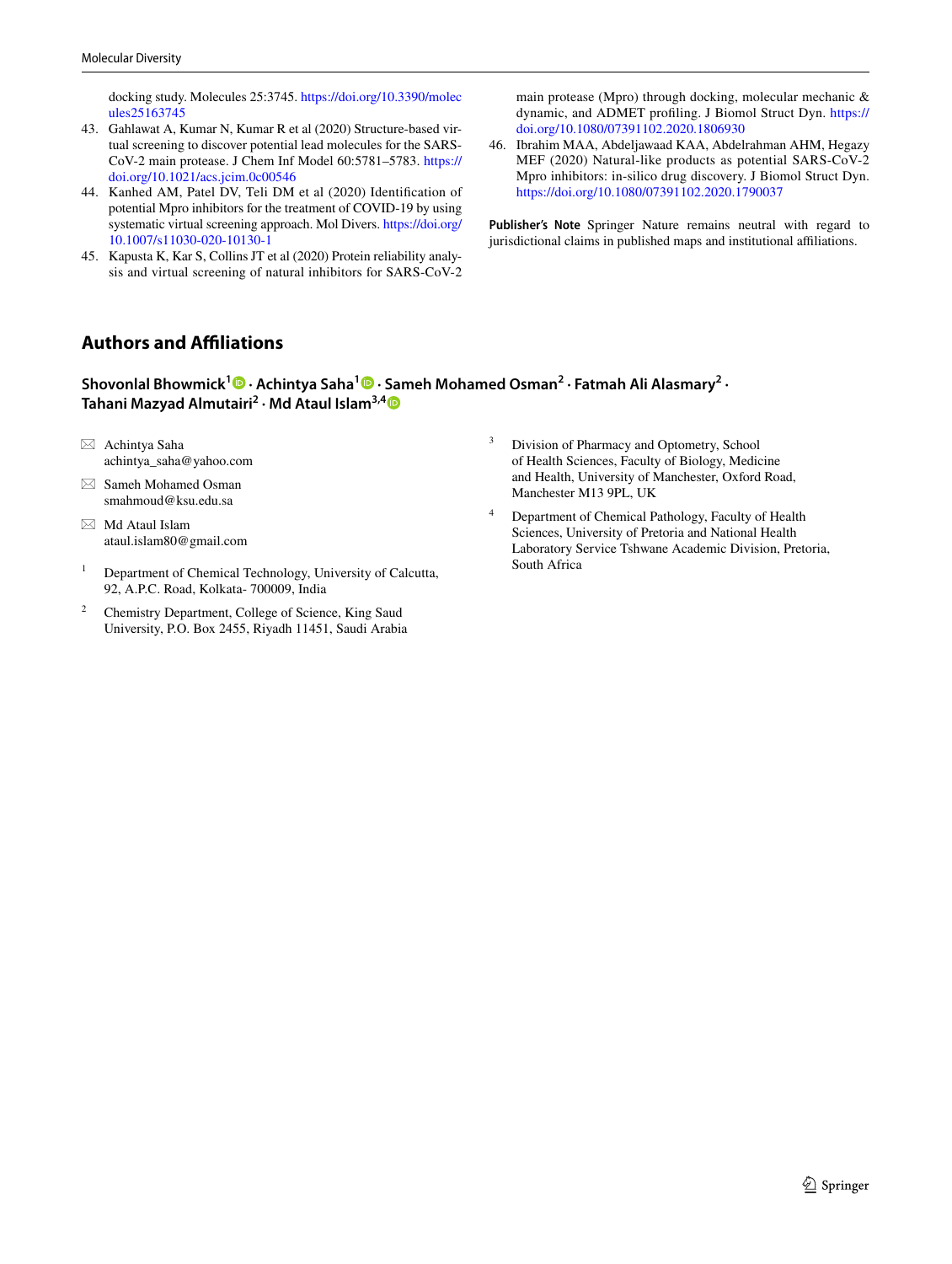docking study. Molecules 25:3745. https://doi.org/10.3390/molecules25163745

43. Gahlawat A, Kumar N, Kumar R et al (2020) Structure-based virtual screening to discover potential lead molecules for the SARS-CoV-2 main protease. J Chem Inf Model 60:5781–5783. https://doi.org/10.1021/acs.jcim.0c00546
44. Kanhed AM, Patel DV, Teli DM et al (2020) Identification of potential Mpro inhibitors for the treatment of COVID-19 by using systematic virtual screening approach. Mol Divers. https://doi.org/10.1007/s11030-020-10130-1
45. Kapusta K, Kar S, Collins JT et al (2020) Protein reliability analysis and virtual screening of natural inhibitors for SARS-CoV-2 main protease (Mpro) through docking, molecular mechanic & dynamic, and ADMET profiling. J Biomol Struct Dyn. https://doi.org/10.1080/07391102.2020.1806930
46. Ibrahim MAA, Abdeljawaad KAA, Abdelrahman AHM, Hegazy MEF (2020) Natural-like products as potential SARS-CoV-2 Mpro inhibitors: in-silico drug discovery. J Biomol Struct Dyn. https://doi.org/10.1080/07391102.2020.1790037

**Publisher's Note** Springer Nature remains neutral with regard to jurisdictional claims in published maps and institutional affiliations.

## Authors and Affiliations

**Shovonlal Bhowmick[1] · Achintya Saha[1] · Sameh Mohamed Osman[2] · Fatmah Ali Alasmary[2] · Tahani Mazyad Almutairi[2] · Md Ataul Islam[3,4]**

✉ Achintya Saha
achintya_saha@yahoo.com

✉ Sameh Mohamed Osman
smahmoud@ksu.edu.sa

✉ Md Ataul Islam
ataul.islam80@gmail.com

[1] Department of Chemical Technology, University of Calcutta, 92, A.P.C. Road, Kolkata- 700009, India

[2] Chemistry Department, College of Science, King Saud University, P.O. Box 2455, Riyadh 11451, Saudi Arabia

[3] Division of Pharmacy and Optometry, School of Health Sciences, Faculty of Biology, Medicine and Health, University of Manchester, Oxford Road, Manchester M13 9PL, UK

[4] Department of Chemical Pathology, Faculty of Health Sciences, University of Pretoria and National Health Laboratory Service Tshwane Academic Division, Pretoria, South Africa